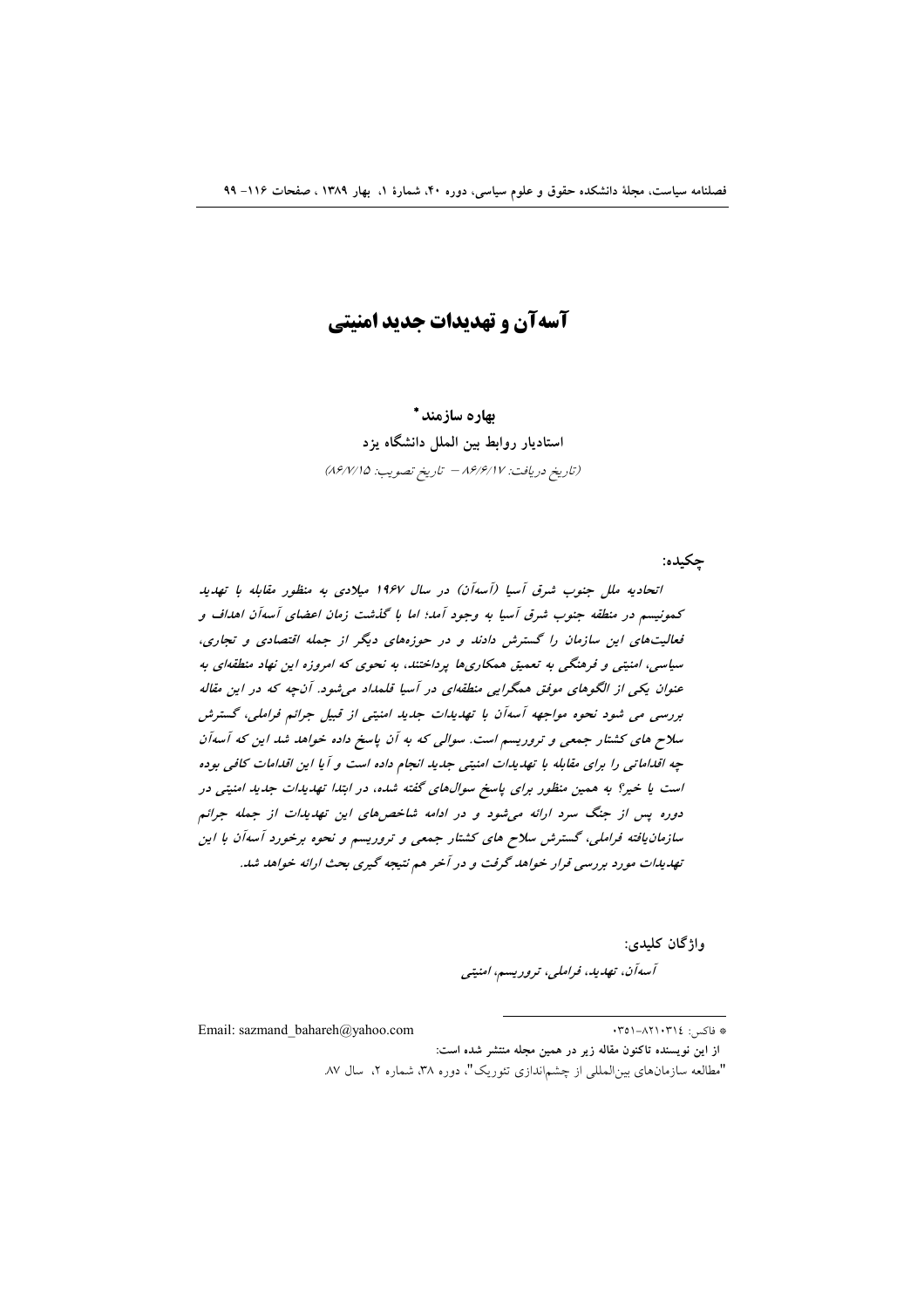# آسه‌آن و تهدیدات جدید امنیتی

**بهاره سازمند***

**استادیار روابط بین الملل دانشگاه یزد**

*(تاریخ دریافت: ۸۶/۶/۱۷ – تاریخ تصویب: ۸۶/۷/۱۵)*

**چکیده:**

*اتحادیه ملل جنوب شرق آسیا (آسه‌آن) در سال ۱۹۶۷ میلادی به منظور مقابله با تهدید کمونیسم در منطقه جنوب شرق آسیا به وجود آمد؛ اما با گذشت زمان اعضای آسه‌آن اهداف و فعالیت‌های این سازمان را گسترش دادند و در حوزه‌های دیگر از جمله اقتصادی و تجاری، سیاسی، امنیتی و فرهنگی به تعمیق همکاری‌ها پرداختند، به نحوی که امروزه این نهاد منطقه‌ای به عنوان یکی از الگوهای موفق همگرایی منطقه‌ای در آسیا قلمداد می‌شود. آن‌چه که در این مقاله بررسی می شود نحوه مواجهه آسه‌آن با تهدیدات جدید امنیتی از قبیل جرائم فراملی، گسترش سلاح های کشتار جمعی و تروریسم است. سوالی که به آن پاسخ داده خواهد شد این که آسه‌آن چه اقداماتی را برای مقابله با تهدیدات امنیتی جدید انجام داده است و آیا این اقدامات کافی بوده است یا خیر؟ به همین منظور برای پاسخ سوال‌های گفته شده، در ابتدا تهدیدات جدید امنیتی در دوره پس از جنگ سرد ارائه می‌شود و در ادامه شاخص‌های این تهدیدات از جمله جرائم سازمان‌یافته فراملی، گسترش سلاح های کشتار جمعی و تروریسم و نحوه برخورد آسه‌آن با این تهدیدات مورد بررسی قرار خواهد گرفت و در آخر هم نتیجه گیری بحث ارائه خواهد شد.*

**واژگان کلیدی:**

*آسه‌آن، تهدید، فراملی، تروریسم، امنیتی*

---

\* فاکس: ۸۲۱۰۳۱۴-۰۳۵۱

Email: sazmand_bahareh@yahoo.com

**از این نویسنده تاکنون مقاله زیر در همین مجله منتشر شده است:**

"مطالعه سازمان‌های بین‌المللی از چشم‌اندازی تئوریک"، دوره ۳۸، شماره ۲، سال ۸۷.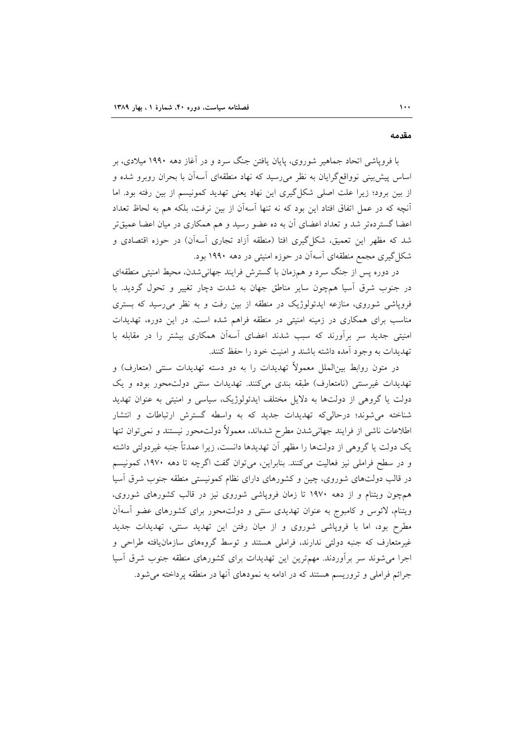## مقدمه

با فروپاشی اتحاد جماهیر شوروی، پایان یافتن جنگ سرد و در آغاز دهه ۱۹۹۰ میلادی، بر اساس پیش‌بینی نوواقع‌گرایان به نظر می‌رسید که نهاد منطقه‌ای آسه‌آن با بحران روبرو شده و از بین برود؛ زیرا علت اصلی شکل‌گیری این نهاد یعنی تهدید کمونیسم از بین رفته بود. اما آنچه که در عمل اتفاق افتاد این بود که نه تنها آسه‌آن از بین نرفت، بلکه هم به لحاظ تعداد اعضا گسترده‌تر شد و تعداد اعضای آن به ده عضو رسید و هم همکاری در میان اعضا عمیق‌تر شد که مظهر این تعمیق، شکل‌گیری افتا (منطقه آزاد تجاری آسه‌آن) در حوزه اقتصادی و شکل‌گیری مجمع منطقه‌ای آسه‌آن در حوزه امنیتی در دهه ۱۹۹۰ بود.

در دوره پس از جنگ سرد و هم‌زمان با گسترش فرایند جهانی‌شدن، محیط امنیتی منطقه‌ای در جنوب شرق آسیا هم‌چون سایر مناطق جهان به شدت دچار تغییر و تحول گردید. با فروپاشی شوروی، منازعه ایدئولوژیک در منطقه از بین رفت و به نظر می‌رسید که بستری مناسب برای همکاری در زمینه امنیتی در منطقه فراهم شده است. در این دوره، تهدیدات امنیتی جدید سر برآورند که سبب شدند اعضای آسه‌آن همکاری بیشتر را در مقابله با تهدیدات به وجود آمده داشته باشند و امنیت خود را حفظ کنند.

در متون روابط بین‌الملل معمولاً تهدیدات را به دو دسته تهدیدات سنتی (متعارف) و تهدیدات غیرسنتی (نامتعارف) طبقه بندی می‌کنند. تهدیدات سنتی دولت‌محور بوده و یک دولت یا گروهی از دولت‌ها به دلایل مختلف ایدئولوژیک، سیاسی و امنیتی به عنوان تهدید شناخته می‌شوند؛ درحالی‌که تهدیدات جدید که به واسطه گسترش ارتباطات و انتشار اطلاعات ناشی از فرایند جهانی‌شدن مطرح شده‌اند، معمولاً دولت‌محور نیستند و نمی‌توان تنها یک دولت یا گروهی از دولت‌ها را مظهر آن تهدیدها دانست، زیرا عمدتاً جنبه غیردولتی داشته و در سطح فراملی نیز فعالیت می‌کنند. بنابراین، می‌توان گفت اگرچه تا دهه ۱۹۷۰، کمونیسم در قالب دولت‌های شوروی، چین و کشورهای دارای نظام کمونیستی منطقه جنوب شرق آسیا هم‌چون ویتنام و از دهه ۱۹۷۰ تا زمان فروپاشی شوروی نیز در قالب کشورهای شوروی، ویتنام، لائوس و کامبوج به عنوان تهدیدی سنتی و دولت‌محور برای کشورهای عضو آسه‌آن مطرح بود، اما با فروپاشی شوروی و از میان رفتن این تهدید سنتی، تهدیدات جدید غیرمتعارف که جنبه دولتی ندارند، فراملی هستند و توسط گروه‌های سازمان‌یافته طراحی و اجرا می‌شوند سر برآوردند. مهم‌ترین این تهدیدات برای کشورهای منطقه جنوب شرق آسیا جرائم فراملی و تروریسم هستند که در ادامه به نمودهای آنها در منطقه پرداخته می‌شود.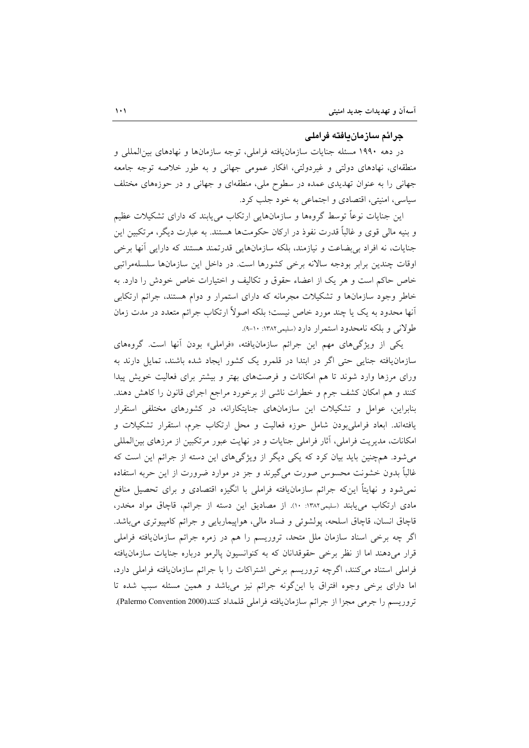### جرائم سازمان‌یافته فراملی

در دهه ۱۹۹۰ مسئله جنایات سازمان‌یافته فراملی، توجه سازمان‌ها و نهادهای بین‌المللی و منطقه‌ای، نهادهای دولتی و غیردولتی، افکار عمومی جهانی و به طور خلاصه توجه جامعه جهانی را به عنوان تهدیدی عمده در سطوح ملی، منطقه‌ای و جهانی و در حوزه‌های مختلف سیاسی، امنیتی، اقتصادی و اجتماعی به خود جلب کرد.

این جنایات نوعاً توسط گروه‌ها و سازمان‌هایی ارتکاب می‌یابند که دارای تشکیلات عظیم و بنیه مالی قوی و غالباً قدرت نفوذ در ارکان حکومت‌ها هستند. به عبارت دیگر، مرتکبین این جنایات، نه افراد بی‌بضاعت و نیازمند، بلکه سازمان‌هایی قدرتمند هستند که دارایی آنها برخی اوقات چندین برابر بودجه سالانه برخی کشورها است. در داخل این سازمان‌ها سلسله‌مراتبی خاص حاکم است و هر یک از اعضاء حقوق و تکالیف و اختیارات خاص خودش را دارد. به خاطر وجود سازمان‌ها و تشکیلات مجرمانه که دارای استمرار و دوام هستند، جرائم ارتکابی آنها محدود به یک یا چند مورد خاص نیست؛ بلکه اصولاً ارتکاب جرائم متعدد در مدت زمان طولانی و بلکه نامحدود استمرار دارد (سلیمی۱۳۸۲: ۱۰-۹).

یکی از ویژگی‌های مهم این جرائم سازمان‌یافته، «فراملی» بودن آنها است. گروه‌های سازمان‌یافته جنایی حتی اگر در ابتدا در قلمرو یک کشور ایجاد شده باشند، تمایل دارند به ورای مرزها وارد شوند تا هم امکانات و فرصت‌های بهتر و بیشتر برای فعالیت خویش پیدا کنند و هم امکان کشف جرم و خطرات ناشی از برخورد مراجع اجرای قانون را کاهش دهند. بنابراین، عوامل و تشکیلات این سازمان‌های جنایتکارانه، در کشورهای مختلفی استقرار یافته‌اند. ابعاد فراملی‌بودن شامل حوزه فعالیت و محل ارتکاب جرم، استقرار تشکیلات و امکانات، مدیریت فراملی، آثار فراملی جنایات و در نهایت عبور مرتکبین از مرزهای بین‌المللی می‌شود. همچنین باید بیان کرد که یکی دیگر از ویژگی‌های این دسته از جرائم این است که غالباً بدون خشونت محسوس صورت می‌گیرند و جز در موارد ضرورت از این حربه استفاده نمی‌شود و نهایتاً این‌که جرائم سازمان‌یافته فراملی با انگیزه اقتصادی و برای تحصیل منافع مادی ارتکاب می‌یابند (سلیمی۱۳۸۲: ۱۰). از مصادیق این دسته از جرائم، قاچاق مواد مخدر، قاچاق انسان، قاچاق اسلحه، پولشوئی و فساد مالی، هواپیماربایی و جرائم کامپیوتری می‌باشد. اگر چه برخی اسناد سازمان ملل متحد، تروریسم را هم در زمره جرائم سازمان‌یافته فراملی قرار می‌دهند اما از نظر برخی حقوقدانان که به کنوانسیون پالرمو درباره جنایات سازمان‌یافته فراملی استناد می‌کنند، اگرچه تروریسم برخی اشتراکات را با جرائم سازمان‌یافته فراملی دارد، اما دارای برخی وجوه افتراق با این‌گونه جرائم نیز می‌باشد و همین مسئله سبب شده تا تروریسم را جرمی مجزا از جرائم سازمان‌یافته فراملی قلمداد کنند(Palermo Convention 2000).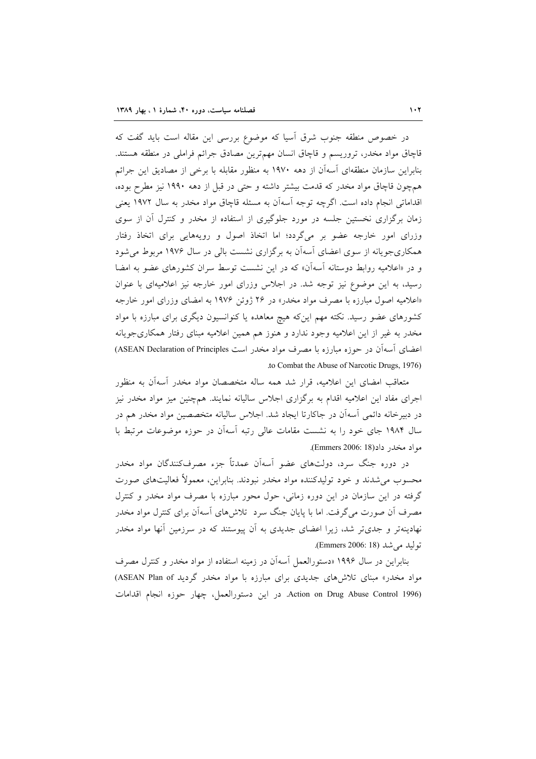در خصوص منطقه جنوب شرق آسیا که موضوع بررسی این مقاله است باید گفت که قاچاق مواد مخدر، تروریسم و قاچاق انسان مهم‌ترین مصادق جرائم فراملی در منطقه هستند. بنابراین سازمان منطقه‌ای آسه‌آن از دهه ۱۹۷۰ به منظور مقابله با برخی از مصادیق این جرائم هم‌چون قاچاق مواد مخدر که قدمت بیشتر داشته و حتی در قبل از دهه ۱۹۹۰ نیز مطرح بوده، اقداماتی انجام داده است. اگرچه توجه آسه‌آن به مسئله قاچاق مواد مخدر به سال ۱۹۷۲ یعنی زمان برگزاری نخستین جلسه در مورد جلوگیری از استفاده از مخدر و کنترل آن از سوی وزرای امور خارجه عضو بر می‌گردد؛ اما اتخاذ اصول و رویه‌هایی برای اتخاذ رفتار همکاری‌جویانه از سوی اعضای آسه‌آن به برگزاری نشست بالی در سال ۱۹۷۶ مربوط می‌شود و در «اعلامیه روابط دوستانه آسه‌آن» که در این نشست توسط سران کشورهای عضو به امضا رسید، به این موضوع نیز توجه شد. در اجلاس وزرای امور خارجه نیز اعلامیه‌ای با عنوان «اعلامیه اصول مبارزه با مصرف مواد مخدر» در ۲۶ ژوئن ۱۹۷۶ به امضای وزرای امور خارجه کشورهای عضو رسید. نکته مهم این‌که هیچ معاهده یا کنوانسیون دیگری برای مبارزه با مواد مخدر به غیر از این اعلامیه وجود ندارد و هنوز هم همین اعلامیه مبنای رفتار همکاری‌جویانه اعضای آسه‌آن در حوزه مبارزه با مصرف مواد مخدر است (ASEAN Declaration of Principles to Combat the Abuse of Narcotic Drugs, 1976).

متعاقب امضای این اعلامیه، قرار شد همه ساله متخصصان مواد مخدر آسه‌آن به منظور اجرای مفاد این اعلامیه اقدام به برگزاری اجلاس سالیانه نمایند. هم‌چنین میز مواد مخدر نیز در دبیرخانه دائمی آسه‌آن در جاکارتا ایجاد شد. اجلاس سالیانه متخصصین مواد مخدر هم در سال ۱۹۸۴ جای خود را به نشست مقامات عالی رتبه آسه‌آن در حوزه موضوعات مرتبط با مواد مخدر داد(Emmers 2006: 18).

در دوره جنگ سرد، دولت‌های عضو آسه‌آن عمدتاً جزء مصرف‌کنندگان مواد مخدر محسوب می‌شدند و خود تولیدکننده مواد مخدر نبودند. بنابراین، معمولاً فعالیت‌های صورت گرفته در این سازمان در این دوره زمانی، حول محور مبارزه با مصرف مواد مخدر و کنترل مصرف آن صورت می‌گرفت. اما با پایان جنگ سرد تلاش‌های آسه‌آن برای کنترل مواد مخدر نهادینه‌تر و جدی‌تر شد، زیرا اعضای جدیدی به آن پیوستند که در سرزمین آنها مواد مخدر تولید می‌شد (Emmers 2006: 18).

بنابراین در سال ۱۹۹۶ «دستورالعمل آسه‌آن در زمینه استفاده از مواد مخدر و کنترل مصرف مواد مخدر» مبنای تلاش‌های جدیدی برای مبارزه با مواد مخدر گردید (ASEAN Plan of Action on Drug Abuse Control 1996). در این دستورالعمل، چهار حوزه انجام اقدامات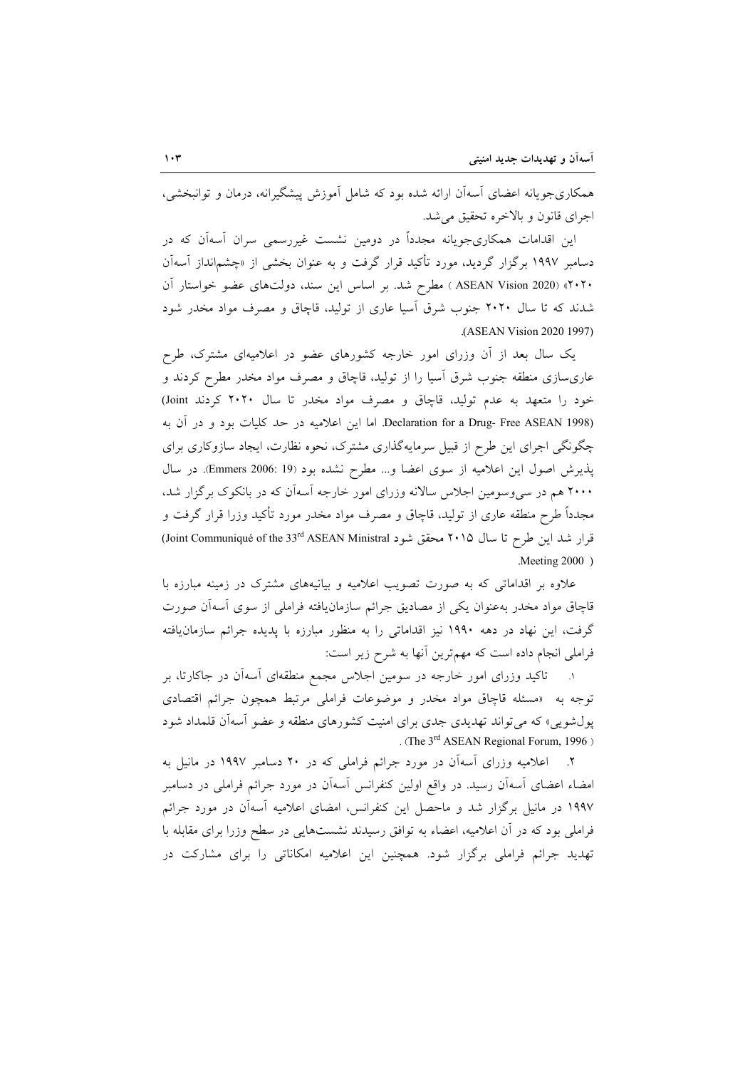همکاری‌جویانه اعضای آسه‌آن ارائه شده بود که شامل آموزش پیشگیرانه، درمان و توانبخشی، اجرای قانون و بالاخره تحقیق می‌شد.

این اقدامات همکاری‌جویانه مجدداً در دومین نشست غیررسمی سران آسه‌آن که در دسامبر ۱۹۹۷ برگزار گردید، مورد تأکید قرار گرفت و به عنوان بخشی از «چشم‌انداز آسه‌آن ۲۰۲۰» (ASEAN Vision 2020) مطرح شد. بر اساس این سند، دولت‌های عضو خواستار آن شدند که تا سال ۲۰۲۰ جنوب شرق آسیا عاری از تولید، قاچاق و مصرف مواد مخدر شود (ASEAN Vision 2020 1997).

یک سال بعد از آن وزرای امور خارجه کشورهای عضو در اعلامیه‌ای مشترک، طرح عاری‌سازی منطقه جنوب شرق آسیا را از تولید، قاچاق و مصرف مواد مخدر مطرح کردند و خود را متعهد به عدم تولید، قاچاق و مصرف مواد مخدر تا سال ۲۰۲۰ کردند (Joint Declaration for a Drug- Free ASEAN 1998). اما این اعلامیه در حد کلیات بود و در آن به چگونگی اجرای این طرح از قبیل سرمایه‌گذاری مشترک، نحوه نظارت، ایجاد سازوکاری برای پذیرش اصول این اعلامیه از سوی اعضا و... مطرح نشده بود (Emmers 2006: 19). در سال ۲۰۰۰ هم در سی‌وسومین اجلاس سالانه وزرای امور خارجه آسه‌آن که در بانکوک برگزار شد، مجدداً طرح منطقه عاری از تولید، قاچاق و مصرف مواد مخدر مورد تأکید وزرا قرار گرفت و قرار شد این طرح تا سال ۲۰۱۵ محقق شود (Joint Communiqué of the 33rd ASEAN Ministral Meeting 2000).

علاوه بر اقداماتی که به صورت تصویب اعلامیه و بیانیه‌های مشترک در زمینه مبارزه با قاچاق مواد مخدر به‌عنوان یکی از مصادیق جرائم سازمان‌یافته فراملی از سوی آسه‌آن صورت گرفت، این نهاد در دهه ۱۹۹۰ نیز اقداماتی را به منظور مبارزه با پدیده جرائم سازمان‌یافته فراملی انجام داده است که مهم‌ترین آنها به شرح زیر است:

۱. تاکید وزرای امور خارجه در سومین اجلاس مجمع منطقه‌ای آسه‌آن در جاکارتا، بر توجه به «مسئله قاچاق مواد مخدر و موضوعات فراملی مرتبط همچون جرائم اقتصادی پول‌شویی» که می‌تواند تهدیدی جدی برای امنیت کشورهای منطقه و عضو آسه‌آن قلمداد شود (The 3rd ASEAN Regional Forum, 1996).

۲. اعلامیه وزرای آسه‌آن در مورد جرائم فراملی که در ۲۰ دسامبر ۱۹۹۷ در مانیل به امضاء اعضای آسه‌آن رسید. در واقع اولین کنفرانس آسه‌آن در مورد جرائم فراملی در دسامبر ۱۹۹۷ در مانیل برگزار شد و ماحصل این کنفرانس، امضای اعلامیه آسه‌آن در مورد جرائم فراملی بود که در آن اعلامیه، اعضاء به توافق رسیدند نشست‌هایی در سطح وزرا برای مقابله با تهدید جرائم فراملی برگزار شود. همچنین این اعلامیه امکاناتی را برای مشارکت در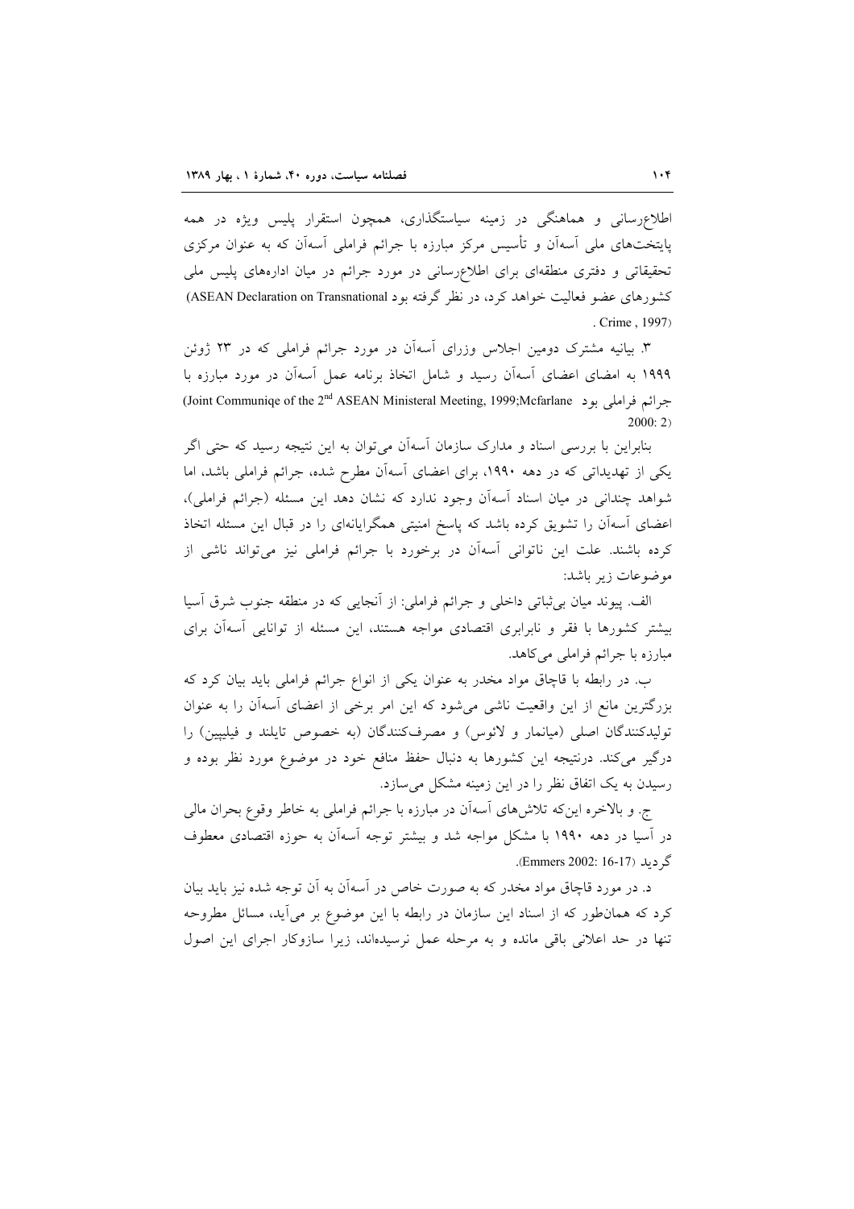اطلاع‌رسانی و هماهنگی در زمینه سیاستگذاری، همچون استقرار پلیس ویژه در همه پایتخت‌های ملی آسه‌آن و تأسیس مرکز مبارزه با جرائم فراملی آسه‌آن که به عنوان مرکزی تحقیقاتی و دفتری منطقه‌ای برای اطلاع‌رسانی در مورد جرائم در میان اداره‌های پلیس ملی کشورهای عضو فعالیت خواهد کرد، در نظر گرفته بود (ASEAN Declaration on Transnational Crime , 1997).

۳. بیانیه مشترک دومین اجلاس وزرای آسه‌آن در مورد جرائم فراملی که در ۲۳ ژوئن ۱۹۹۹ به امضای اعضای آسه‌آن رسید و شامل اتخاذ برنامه عمل آسه‌آن در مورد مبارزه با جرائم فراملی بود (Joint Communiqe of the 2nd ASEAN Ministerial Meeting, 1999;Mcfarlane 2000: 2).

بنابراین با بررسی اسناد و مدارک سازمان آسه‌آن می‌توان به این نتیجه رسید که حتی اگر یکی از تهدیداتی که در دهه ۱۹۹۰، برای اعضای آسه‌آن مطرح شده، جرائم فراملی باشد، اما شواهد چندانی در میان اسناد آسه‌آن وجود ندارد که نشان دهد این مسئله (جرائم فراملی)، اعضای آسه‌آن را تشویق کرده باشد که پاسخ امنیتی همگرایانه‌ای را در قبال این مسئله اتخاذ کرده باشند. علت این ناتوانی آسه‌آن در برخورد با جرائم فراملی نیز می‌تواند ناشی از موضوعات زیر باشد:

الف. پیوند میان بی‌ثباتی داخلی و جرائم فراملی: از آنجایی که در منطقه جنوب شرق آسیا بیشتر کشورها با فقر و نابرابری اقتصادی مواجه هستند، این مسئله از توانایی آسه‌آن برای مبارزه با جرائم فراملی می‌کاهد.

ب. در رابطه با قاچاق مواد مخدر به عنوان یکی از انواع جرائم فراملی باید بیان کرد که بزرگترین مانع از این واقعیت ناشی می‌شود که این امر برخی از اعضای آسه‌آن را به عنوان تولیدکنندگان اصلی (میانمار و لائوس) و مصرف‌کنندگان (به خصوص تایلند و فیلیپین) را درگیر می‌کند. درنتیجه این کشورها به دنبال حفظ منافع خود در موضوع مورد نظر بوده و رسیدن به یک اتفاق نظر را در این زمینه مشکل می‌سازد.

ج. و بالاخره این‌که تلاش‌های آسه‌آن در مبارزه با جرائم فراملی به خاطر وقوع بحران مالی در آسیا در دهه ۱۹۹۰ با مشکل مواجه شد و بیشتر توجه آسه‌آن به حوزه اقتصادی معطوف گردید (Emmers 2002: 16-17).

د. در مورد قاچاق مواد مخدر که به صورت خاص در آسه‌آن به آن توجه شده نیز باید بیان کرد که همان‌طور که از اسناد این سازمان در رابطه با این موضوع بر می‌آید، مسائل مطروحه تنها در حد اعلانی باقی مانده و به مرحله عمل نرسیده‌اند، زیرا سازوکار اجرای این اصول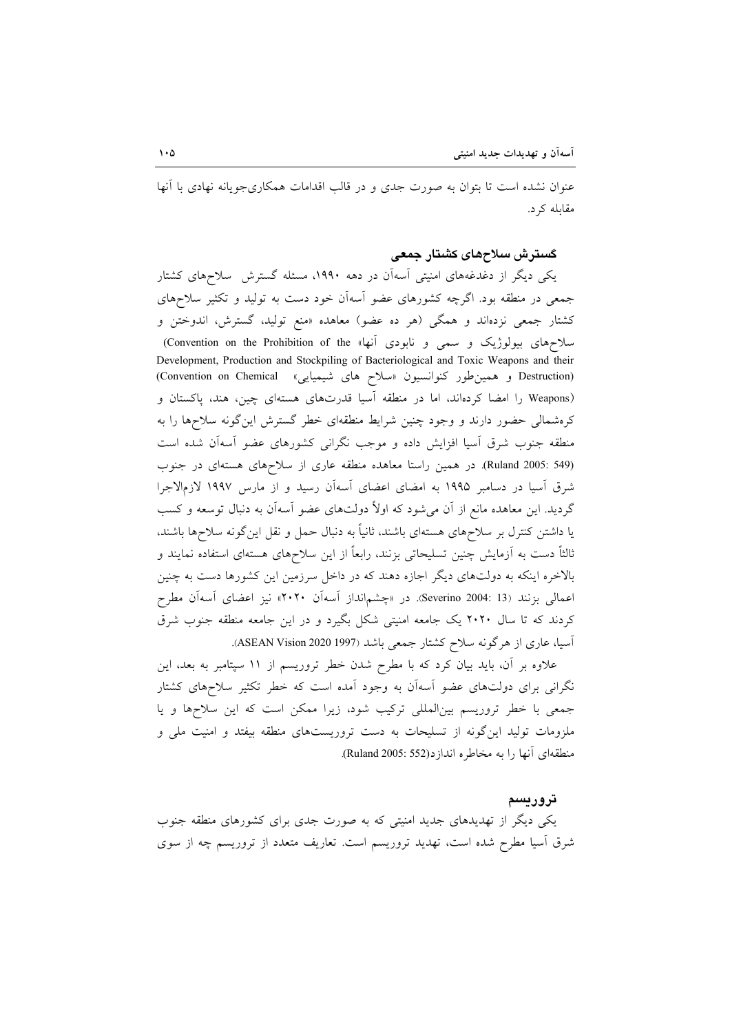عنوان نشده است تا بتوان به صورت جدی و در قالب اقدامات همکاری‌جویانه نهادی با آنها مقابله کرد.

### گسترش سلاح‌های کشتار جمعی

یکی دیگر از دغدغه‌های امنیتی آسه‌آن در دهه ۱۹۹۰، مسئله گسترش سلاح‌های کشتار جمعی در منطقه بود. اگرچه کشورهای عضو آسه‌آن خود دست به تولید و تکثیر سلاح‌های کشتار جمعی نزده‌اند و همگی (هر ده عضو) معاهده «منع تولید، گسترش، اندوختن و سلاح‌های بیولوژیک و سمی و نابودی آنها» (Convention on the Prohibition of the Development, Production and Stockpiling of Bacteriological and Toxic Weapons and their Destruction) و همین‌طور کنوانسیون «سلاح های شیمیایی» (Convention on Chemical Weapons) را امضا کرده‌اند، اما در منطقه آسیا قدرت‌های هسته‌ای چین، هند، پاکستان و کره‌شمالی حضور دارند و وجود چنین شرایط منطقه‌ای خطر گسترش این‌گونه سلاح‌ها را به منطقه جنوب شرق آسیا افزایش داده و موجب نگرانی کشورهای عضو آسه‌آن شده است (Ruland 2005: 549). در همین راستا معاهده منطقه عاری از سلاح‌های هسته‌ای در جنوب شرق آسیا در دسامبر ۱۹۹۵ به امضای اعضای آسه‌آن رسید و از مارس ۱۹۹۷ لازم‌الاجرا گردید. این معاهده مانع از آن می‌شود که اولاً دولت‌های عضو آسه‌آن به دنبال توسعه و کسب یا داشتن کنترل بر سلاح‌های هسته‌ای باشند، ثانیاً به دنبال حمل و نقل این‌گونه سلاح‌ها باشند، ثالثاً دست به آزمایش چنین تسلیحاتی بزنند، رابعاً از این سلاح‌های هسته‌ای استفاده نمایند و بالاخره اینکه به دولت‌های دیگر اجازه دهند که در داخل سرزمین این کشورها دست به چنین اعمالی بزنند (Severino 2004: 13). در «چشم‌انداز آسه‌آن ۲۰۲۰» نیز اعضای آسه‌آن مطرح کردند که تا سال ۲۰۲۰ یک جامعه امنیتی شکل بگیرد و در این جامعه منطقه جنوب شرق آسیا، عاری از هرگونه سلاح کشتار جمعی باشد (ASEAN Vision 2020 1997).

علاوه بر آن، باید بیان کرد که با مطرح شدن خطر تروریسم از ۱۱ سپتامبر به بعد، این نگرانی برای دولت‌های عضو آسه‌آن به وجود آمده است که خطر تکثیر سلاح‌های کشتار جمعی با خطر تروریسم بین‌المللی ترکیب شود، زیرا ممکن است که این سلاح‌ها و یا ملزومات تولید این‌گونه از تسلیحات به دست تروریست‌های منطقه بیفتد و امنیت ملی و منطقه‌ای آنها را به مخاطره اندازد(Ruland 2005: 552).

### تروریسم

یکی دیگر از تهدیدهای جدید امنیتی که به صورت جدی برای کشورهای منطقه جنوب شرق آسیا مطرح شده است، تهدید تروریسم است. تعاریف متعدد از تروریسم چه از سوی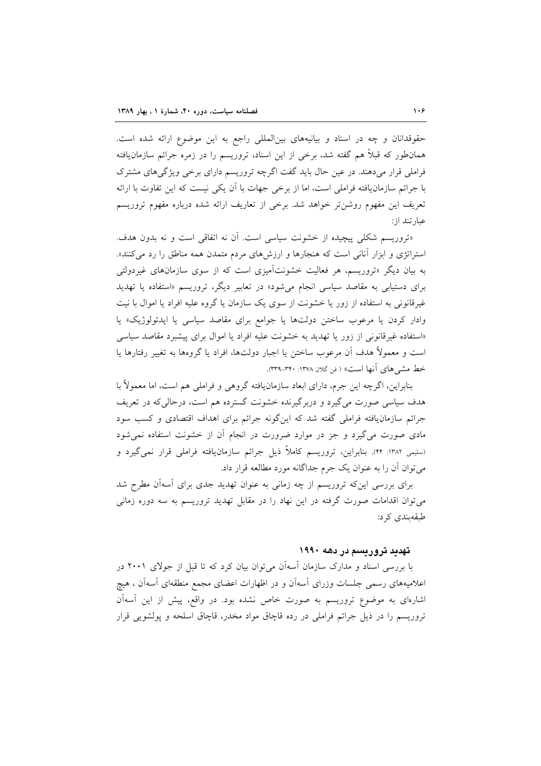حقوقدانان و چه در اسناد و بیانیه‌های بین‌المللی راجع به این موضوع ارائه شده است. همان‌طور که قبلاً هم گفته شد، برخی از این اسناد، تروریسم را در زمره جرائم سازمان‌یافته فراملی قرار می‌دهند. در عین حال باید گفت اگرچه تروریسم دارای برخی ویژگی‌های مشترک با جرائم سازمان‌یافته فراملی است، اما از برخی جهات با آن یکی نیست که این تفاوت با ارائه تعریف این مفهوم روشن‌تر خواهد شد. برخی از تعاریف ارائه شده درباره مفهوم تروریسم عبارتند از:

«تروریسم شکلی پیچیده از خشونت سیاسی است. آن نه اتفاقی است و نه بدون هدف. استراتژی و ابزار آنانی است که هنجارها و ارزش‌های مردم متمدن همه مناطق را رد می‌کنند». به بیان دیگر «تروریسم، هر فعالیت خشونت‌آمیزی است که از سوی سازمان‌های غیردولتی برای دستیابی به مقاصد سیاسی انجام می‌شود» در تعابیر دیگر، تروریسم «استفاده یا تهدید غیرقانونی به استفاده از زور یا خشونت از سوی یک سازمان یا گروه علیه افراد یا اموال با نیت وادار کردن یا مرعوب ساختن دولت‌ها یا جوامع برای مقاصد سیاسی یا ایدئولوژیک» یا «استفاده غیرقانونی از زور یا تهدید به خشونت علیه افراد یا اموال برای پیشبرد مقاصد سیاسی است و معمولاً هدف آن مرعوب ساختن یا اجبار دولت‌ها، افراد یا گروه‌ها به تغییر رفتارها یا خط مشی‌های آنها است» ( فن گلان ۱۳۷۸: ۳۴۰-۳۳۹).

بنابراین، اگرچه این جرم، دارای ابعاد سازمان‌یافته گروهی و فراملی هم است، اما معمولاً با هدف سیاسی صورت می‌گیرد و دربرگیرنده خشونت گسترده هم است، درحالی‌که در تعریف جرائم سازمان‌یافته فراملی گفته شد که این‌گونه جرائم برای اهداف اقتصادی و کسب سود مادی صورت می‌گیرد و جز در موارد ضرورت در انجام آن از خشونت استفاده نمی‌شود (سلیمی ۱۳۸۲: ۴۴). بنابراین، تروریسم کاملاً ذیل جرائم سازمان‌یافته فراملی قرار نمی‌گیرد و می‌توان آن را به عنوان یک جرم جداگانه مورد مطالعه قرار داد.

برای بررسی این‌که تروریسم از چه زمانی به عنوان تهدید جدی برای آسه‌آن مطرح شد می‌توان اقدامات صورت گرفته در این نهاد را در مقابل تهدید تروریسم به سه دوره زمانی طبقه‌بندی کرد:

### تهدید تروریسم در دهه ۱۹۹۰

با بررسی اسناد و مدارک سازمان آسه‌آن می‌توان بیان کرد که تا قبل از جولای ۲۰۰۱ در اعلامیه‌های رسمی جلسات وزرای آسه‌آن و در اظهارات اعضای مجمع منطقه‌ای آسه‌آن ، هیچ اشاره‌ای به موضوع تروریسم به صورت خاص نشده بود. در واقع، پیش از این آسه‌آن تروریسم را در ذیل جرائم فراملی در رده قاچاق مواد مخدر، قاچاق اسلحه و پولشویی قرار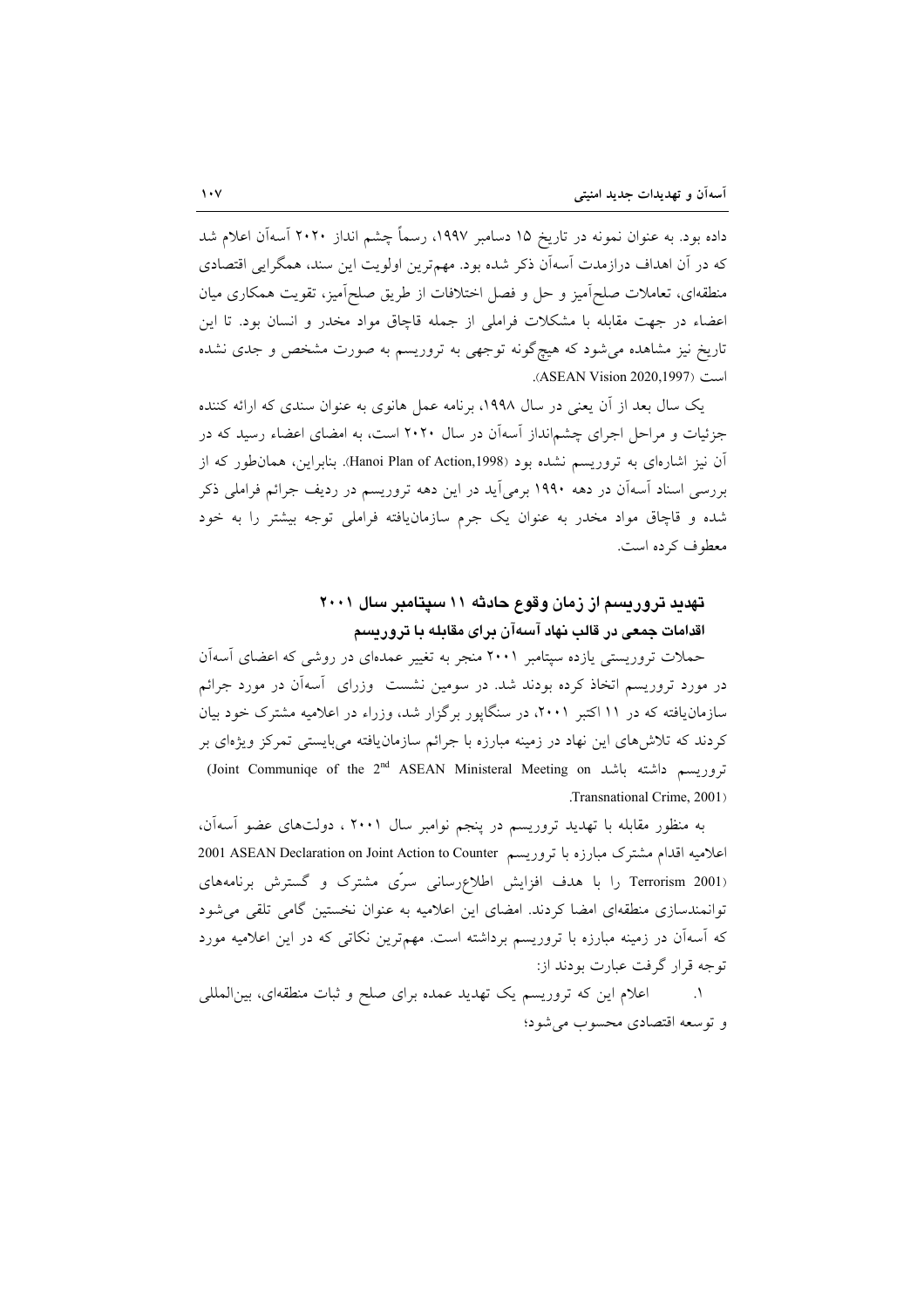داده بود. به عنوان نمونه در تاریخ ۱۵ دسامبر ۱۹۹۷، رسماً چشم انداز ۲۰۲۰ آسه‌آن اعلام شد که در آن اهداف درازمدت آسه‌آن ذکر شده بود. مهم‌ترین اولویت این سند، همگرایی اقتصادی منطقه‌ای، تعاملات صلح‌آمیز و حل و فصل اختلافات از طریق صلح‌آمیز، تقویت همکاری میان اعضاء در جهت مقابله با مشکلات فراملی از جمله قاچاق مواد مخدر و انسان بود. تا این تاریخ نیز مشاهده می‌شود که هیچ‌گونه توجهی به تروریسم به صورت مشخص و جدی نشده است (ASEAN Vision 2020,1997).

یک سال بعد از آن یعنی در سال ۱۹۹۸، برنامه عمل هانوی به عنوان سندی که ارائه کننده جزئیات و مراحل اجرای چشم‌انداز آسه‌آن در سال ۲۰۲۰ است، به امضای اعضاء رسید که در آن نیز اشاره‌ای به تروریسم نشده بود (Hanoi Plan of Action,1998). بنابراین، همان‌طور که از بررسی اسناد آسه‌آن در دهه ۱۹۹۰ برمی‌آید در این دهه تروریسم در ردیف جرائم فراملی ذکر شده و قاچاق مواد مخدر به عنوان یک جرم سازمان‌یافته فراملی توجه بیشتر را به خود معطوف کرده است.

## تهدید تروریسم از زمان وقوع حادثه ۱۱ سپتامبر سال ۲۰۰۱

### اقدامات جمعی در قالب نهاد آسه‌آن برای مقابله با تروریسم

حملات تروریستی یازده سپتامبر ۲۰۰۱ منجر به تغییر عمده‌ای در روشی که اعضای آسه‌آن در مورد تروریسم اتخاذ کرده بودند شد. در سومین نشست وزرای آسه‌آن در مورد جرائم سازمان‌یافته که در ۱۱ اکتبر ۲۰۰۱، در سنگاپور برگزار شد، وزراء در اعلامیه مشترک خود بیان کردند که تلاش‌های این نهاد در زمینه مبارزه با جرائم سازمان‌یافته می‌بایستی تمرکز ویژه‌ای بر تروریسم داشته باشد (Joint Communiqe of the 2nd ASEAN Ministerial Meeting on Transnational Crime, 2001).

به منظور مقابله با تهدید تروریسم در پنجم نوامبر سال ۲۰۰۱ ، دولت‌های عضو آسه‌آن، اعلامیه اقدام مشترک مبارزه با تروریسم 2001 ASEAN Declaration on Joint Action to Counter Terrorism 2001) را با هدف افزایش اطلاع‌رسانی سرّی مشترک و گسترش برنامه‌های توانمندسازی منطقه‌ای امضا کردند. امضای این اعلامیه به عنوان نخستین گامی تلقی می‌شود که آسه‌آن در زمینه مبارزه با تروریسم برداشته است. مهم‌ترین نکاتی که در این اعلامیه مورد توجه قرار گرفت عبارت بودند از:

۱. اعلام این که تروریسم یک تهدید عمده برای صلح و ثبات منطقه‌ای، بین‌المللی و توسعه اقتصادی محسوب می‌شود؛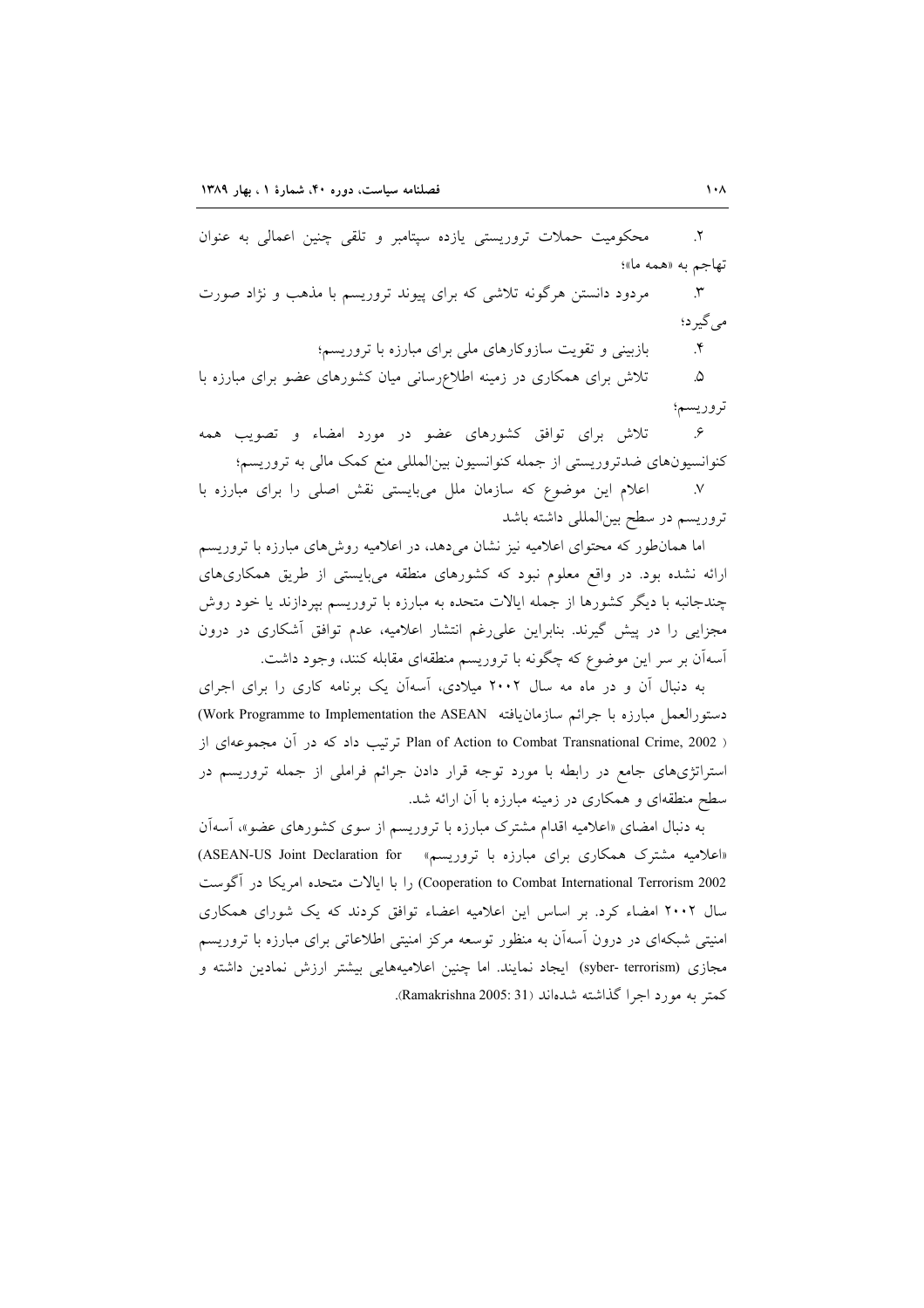۲. محکومیت حملات تروریستی یازده سپتامبر و تلقی چنین اعمالی به عنوان تهاجم به «همه ما»؛

۳. مردود دانستن هرگونه تلاشی که برای پیوند تروریسم با مذهب و نژاد صورت می‌گیرد؛

۴. بازبینی و تقویت سازوکارهای ملی برای مبارزه با تروریسم؛

۵. تلاش برای همکاری در زمینه اطلاع‌رسانی میان کشورهای عضو برای مبارزه با تروریسم؛

۶. تلاش برای توافق کشورهای عضو در مورد امضاء و تصویب همه کنوانسیون‌های ضدتروریستی از جمله کنوانسیون بین‌المللی منع کمک مالی به تروریسم؛

۷. اعلام این موضوع که سازمان ملل می‌بایستی نقش اصلی را برای مبارزه با تروریسم در سطح بین‌المللی داشته باشد

اما همان‌طور که محتوای اعلامیه نیز نشان می‌دهد، در اعلامیه روش‌های مبارزه با تروریسم ارائه نشده بود. در واقع معلوم نبود که کشورهای منطقه می‌بایستی از طریق همکاری‌های چندجانبه با دیگر کشورها از جمله ایالات متحده به مبارزه با تروریسم بپردازند یا خود روش مجزایی را در پیش گیرند. بنابراین علی‌رغم انتشار اعلامیه، عدم توافق آشکاری در درون آسه‌آن بر سر این موضوع که چگونه با تروریسم منطقه‌ای مقابله کنند، وجود داشت.

به دنبال آن و در ماه مه سال ۲۰۰۲ میلادی، آسه‌آن یک برنامه کاری را برای اجرای دستورالعمل مبارزه با جرائم سازمان‌یافته (Work Programme to Implementation the ASEAN Plan of Action to Combat Transnational Crime, 2002) ترتیب داد که در آن مجموعه‌ای از استراتژی‌های جامع در رابطه با مورد توجه قرار دادن جرائم فراملی از جمله تروریسم در سطح منطقه‌ای و همکاری در زمینه مبارزه با آن ارائه شد.

به دنبال امضای «اعلامیه اقدام مشترک مبارزه با تروریسم از سوی کشورهای عضو»، آسه‌آن «اعلامیه مشترک همکاری برای مبارزه با تروریسم» (ASEAN-US Joint Declaration for Cooperation to Combat International Terrorism 2002) را با ایالات متحده امریکا در آگوست سال ۲۰۰۲ امضاء کرد. بر اساس این اعلامیه اعضاء توافق کردند که یک شورای همکاری امنیتی شبکه‌ای در درون آسه‌آن به منظور توسعه مرکز امنیتی اطلاعاتی برای مبارزه با تروریسم مجازی (syber- terrorism) ایجاد نمایند. اما چنین اعلامیه‌هایی بیشتر ارزش نمادین داشته و کمتر به مورد اجرا گذاشته شده‌اند (Ramakrishna 2005: 31).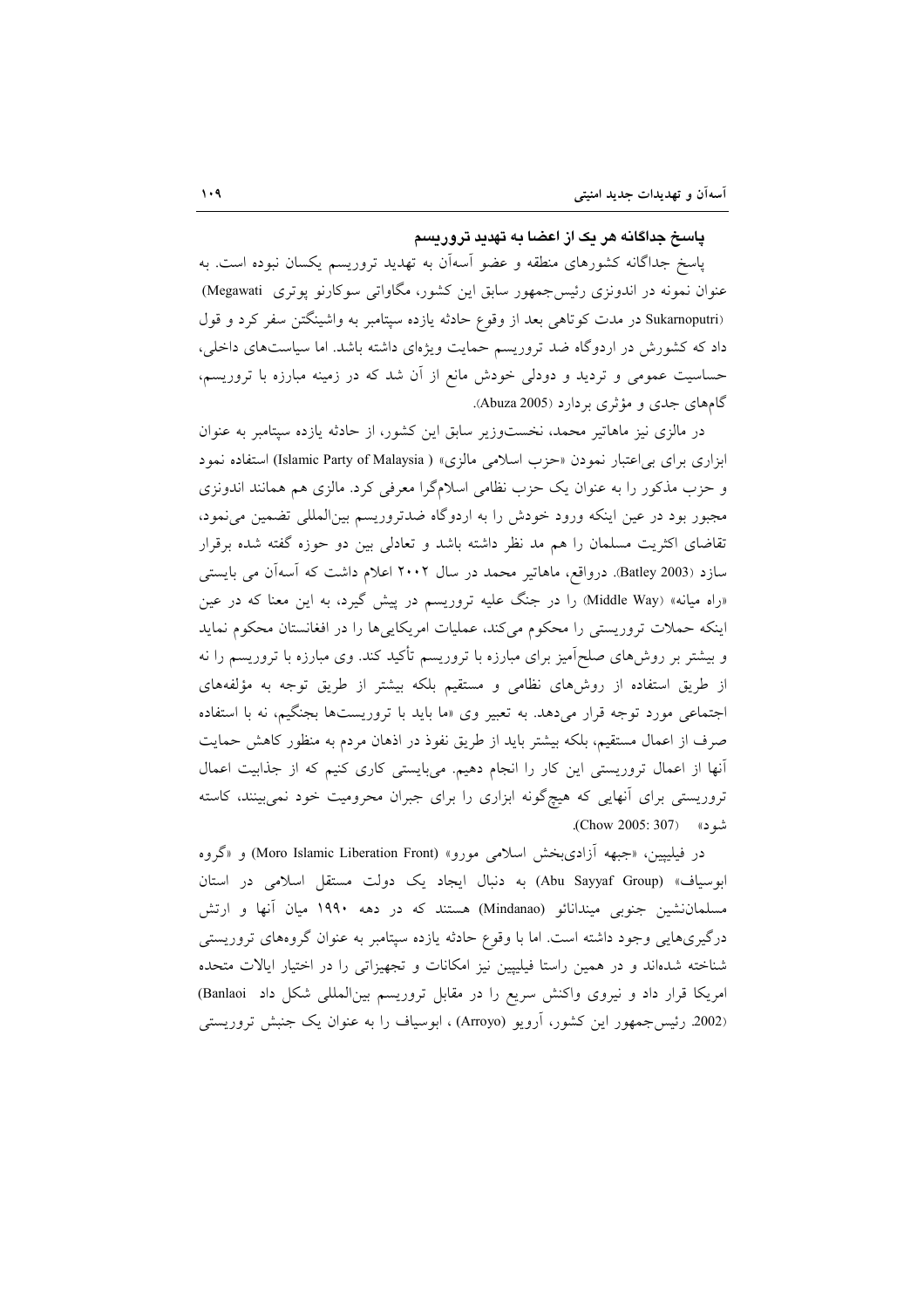### پاسخ جداگانه هر یک از اعضا به تهدید تروریسم

پاسخ جداگانه کشورهای منطقه و عضو آسه‌آن به تهدید تروریسم یکسان نبوده است. به عنوان نمونه در اندونزی رئیس‌جمهور سابق این کشور، مگاواتی سوکارنو پوتری (Megawati Sukarnoputri) در مدت کوتاهی بعد از وقوع حادثه یازده سپتامبر به واشینگتن سفر کرد و قول داد که کشورش در اردوگاه ضد تروریسم حمایت ویژه‌ای داشته باشد. اما سیاست‌های داخلی، حساسیت عمومی و تردید و دودلی خودش مانع از آن شد که در زمینه مبارزه با تروریسم، گام‌های جدی و مؤثری بردارد (Abuza 2005).

در مالزی نیز ماهاتیر محمد، نخست‌وزیر سابق این کشور، از حادثه یازده سپتامبر به عنوان ابزاری برای بی‌اعتبار نمودن «حزب اسلامی مالزی» (Islamic Party of Malaysia) استفاده نمود و حزب مذکور را به عنوان یک حزب نظامی اسلام‌گرا معرفی کرد. مالزی هم همانند اندونزی مجبور بود در عین اینکه ورود خودش را به اردوگاه ضدتروریسم بین‌المللی تضمین می‌نمود، تقاضای اکثریت مسلمان را هم مد نظر داشته باشد و تعادلی بین دو حوزه گفته شده برقرار سازد (Batley 2003). درواقع، ماهاتیر محمد در سال ۲۰۰۲ اعلام داشت که آسه‌آن می بایستی «راه میانه» (Middle Way) را در جنگ علیه تروریسم در پیش گیرد، به این معنا که در عین اینکه حملات تروریستی را محکوم می‌کند، عملیات امریکایی‌ها را در افغانستان محکوم نماید و بیشتر بر روش‌های صلح‌آمیز برای مبارزه با تروریسم تأکید کند. وی مبارزه با تروریسم را نه از طریق استفاده از روش‌های نظامی و مستقیم بلکه بیشتر از طریق توجه به مؤلفه‌های اجتماعی مورد توجه قرار می‌دهد. به تعبیر وی «ما باید با تروریست‌ها بجنگیم، نه با استفاده صرف از اعمال مستقیم، بلکه بیشتر باید از طریق نفوذ در اذهان مردم به منظور کاهش حمایت آنها از اعمال تروریستی این کار را انجام دهیم. می‌بایستی کاری کنیم که از جذابیت اعمال تروریستی برای آنهایی که هیچ‌گونه ابزاری را برای جبران محرومیت خود نمی‌بینند، کاسته شود» (Chow 2005: 307).

در فیلیپین، «جبهه آزادی‌بخش اسلامی مورو» (Moro Islamic Liberation Front) و «گروه ابوسیاف» (Abu Sayyaf Group) به دنبال ایجاد یک دولت مستقل اسلامی در استان مسلمان‌نشین جنوبی میندانائو (Mindanao) هستند که در دهه ۱۹۹۰ میان آنها و ارتش درگیری‌هایی وجود داشته است. اما با وقوع حادثه یازده سپتامبر به عنوان گروه‌های تروریستی شناخته شده‌اند و در همین راستا فیلیپین نیز امکانات و تجهیزاتی را در اختیار ایالات متحده امریکا قرار داد و نیروی واکنش سریع را در مقابل تروریسم بین‌المللی شکل داد (Banlaoi 2002). رئیس‌جمهور این کشور، آرویو (Arroyo) ، ابوسیاف را به عنوان یک جنبش تروریستی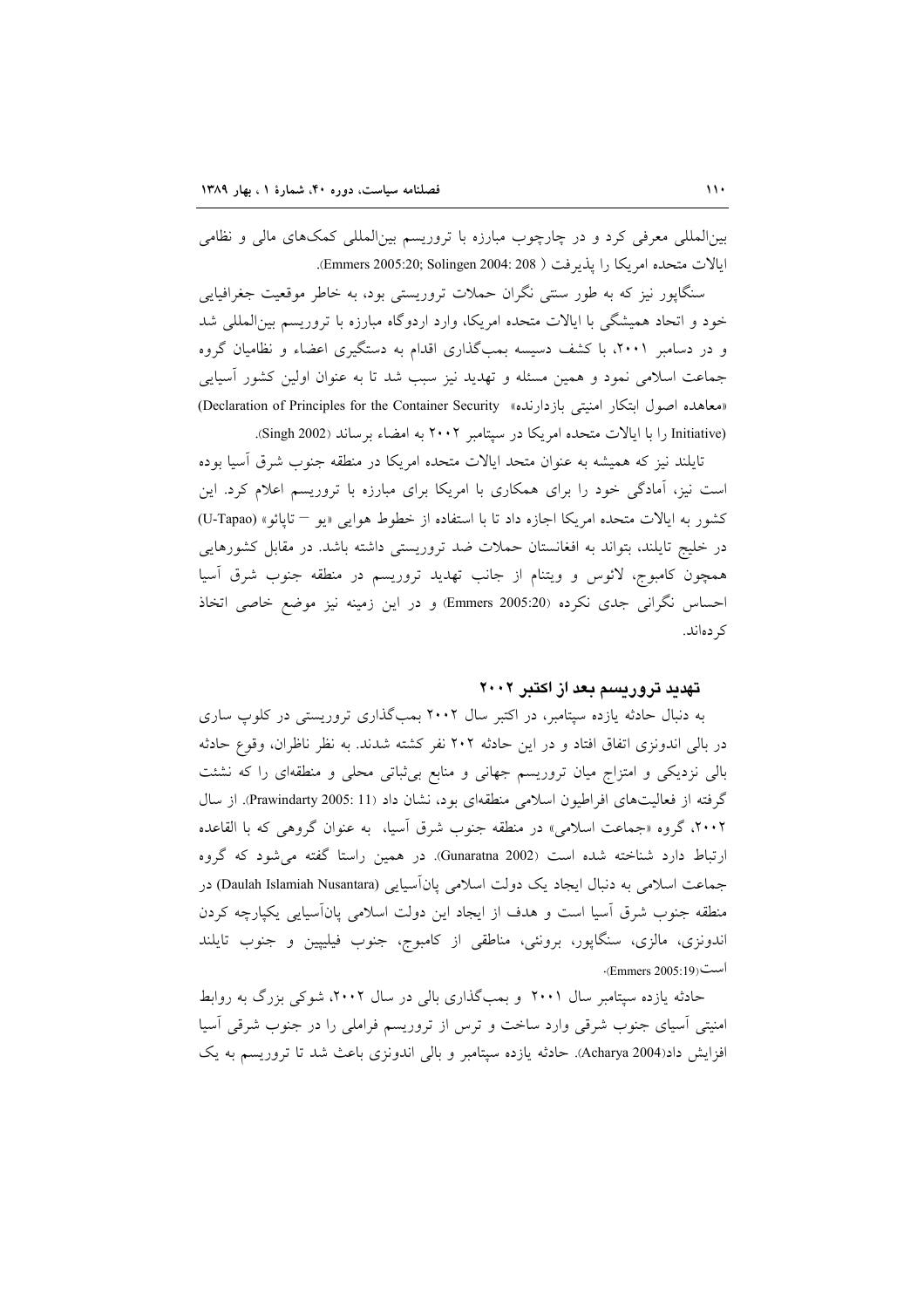بین‌المللی معرفی کرد و در چارچوب مبارزه با تروریسم بین‌المللی کمک‌های مالی و نظامی ایالات متحده امریکا را پذیرفت ( Emmers 2005:20; Solingen 2004: 208).

سنگاپور نیز که به طور سنتی نگران حملات تروریستی بود، به خاطر موقعیت جغرافیایی خود و اتحاد همیشگی با ایالات متحده امریکا، وارد اردوگاه مبارزه با تروریسم بین‌المللی شد و در دسامبر ۲۰۰۱، با کشف دسیسه بمب‌گذاری اقدام به دستگیری اعضاء و نظامیان گروه جماعت اسلامی نمود و همین مسئله و تهدید نیز سبب شد تا به عنوان اولین کشور آسیایی «معاهده اصول ابتکار امنیتی بازدارنده» (Declaration of Principles for the Container Security Initiative) را با ایالات متحده امریکا در سپتامبر ۲۰۰۲ به امضاء برساند (Singh 2002).

تایلند نیز که همیشه به عنوان متحد ایالات متحده امریکا در منطقه جنوب شرق آسیا بوده است نیز، آمادگی خود را برای همکاری با امریکا برای مبارزه با تروریسم اعلام کرد. این کشور به ایالات متحده امریکا اجازه داد تا با استفاده از خطوط هوایی «یو – تاپائو» (U-Tapao) در خلیج تایلند، بتواند به افغانستان حملات ضد تروریستی داشته باشد. در مقابل کشورهایی همچون کامبوج، لائوس و ویتنام از جانب تهدید تروریسم در منطقه جنوب شرق آسیا احساس نگرانی جدی نکرده (Emmers 2005:20) و در این زمینه نیز موضع خاصی اتخاذ کرده‌اند.

## تهدید تروریسم بعد از اکتبر ۲۰۰۲

به دنبال حادثه یازده سپتامبر، در اکتبر سال ۲۰۰۲ بمب‌گذاری تروریستی در کلوپ ساری در بالی اندونزی اتفاق افتاد و در این حادثه ۲۰۲ نفر کشته شدند. به نظر ناظران، وقوع حادثه بالی نزدیکی و امتزاج میان تروریسم جهانی و منابع بی‌ثباتی محلی و منطقه‌ای را که نشئت گرفته از فعالیت‌های افراطیون اسلامی منطقه‌ای بود، نشان داد (Prawindarty 2005: 11). از سال ۲۰۰۲، گروه «جماعت اسلامی» در منطقه جنوب شرق آسیا، به عنوان گروهی که با القاعده ارتباط دارد شناخته شده است (Gunaratna 2002). در همین راستا گفته می‌شود که گروه جماعت اسلامی به دنبال ایجاد یک دولت اسلامی پان‌آسیایی (Daulah Islamiah Nusantara) در منطقه جنوب شرق آسیا است و هدف از ایجاد این دولت اسلامی پان‌آسیایی یکپارچه کردن اندونزی، مالزی، سنگاپور، برونئی، مناطقی از کامبوج، جنوب فیلیپین و جنوب تایلند است(Emmers 2005:19).

حادثه یازده سپتامبر سال ۲۰۰۱ و بمب‌گذاری بالی در سال ۲۰۰۲، شوکی بزرگ به روابط امنیتی آسیای جنوب شرقی وارد ساخت و ترس از تروریسم فراملی را در جنوب شرقی آسیا افزایش داد(Acharya 2004). حادثه یازده سپتامبر و بالی اندونزی باعث شد تا تروریسم به یک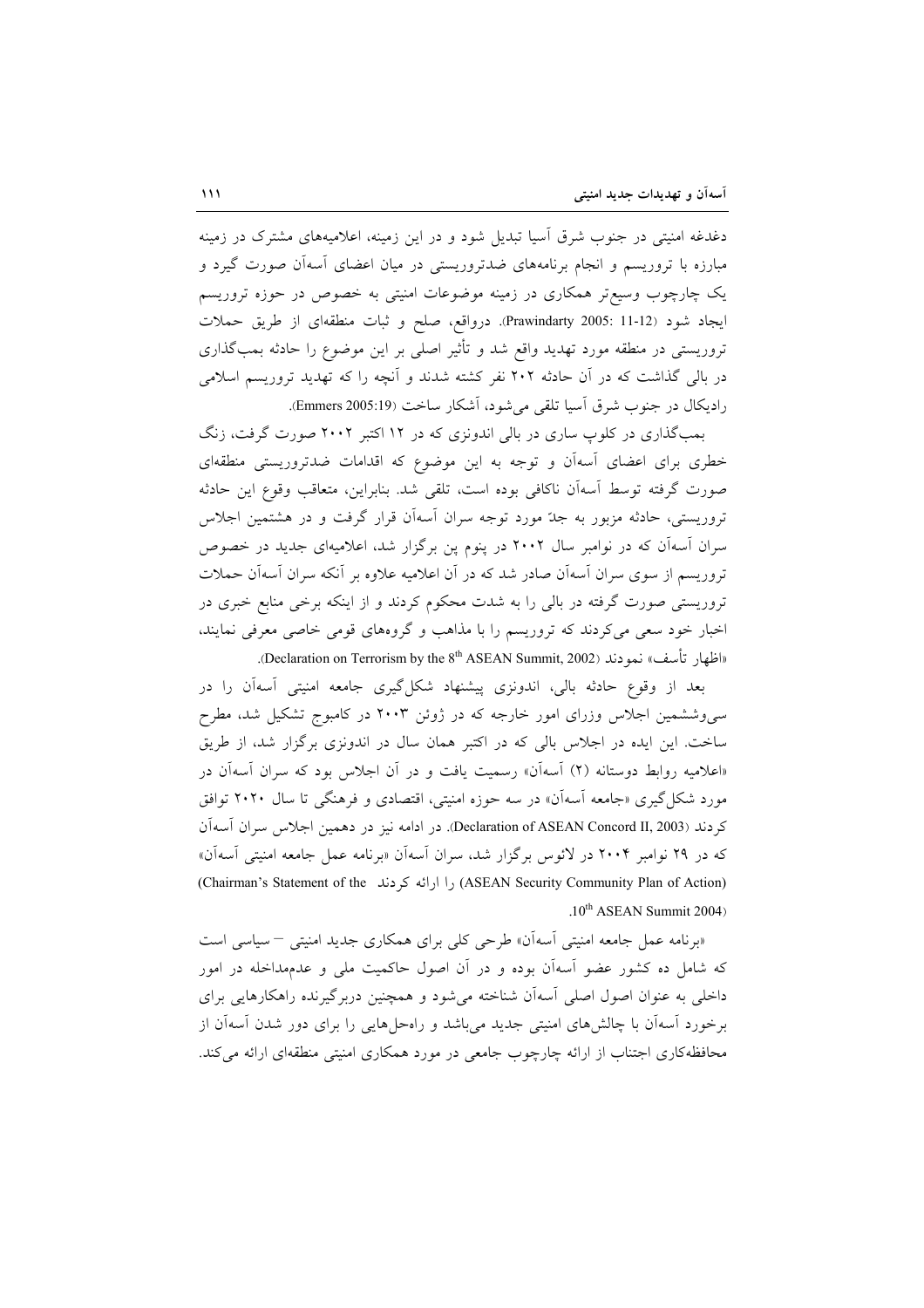دغدغه امنیتی در جنوب شرق آسیا تبدیل شود و در این زمینه، اعلامیه‌های مشترک در زمینه مبارزه با تروریسم و انجام برنامه‌های ضدتروریستی در میان اعضای آسه‌آن صورت گیرد و یک چارچوب وسیع‌تر همکاری در زمینه موضوعات امنیتی به خصوص در حوزه تروریسم ایجاد شود (Prawindarty 2005: 11-12). درواقع، صلح و ثبات منطقه‌ای از طریق حملات تروریستی در منطقه مورد تهدید واقع شد و تأثیر اصلی بر این موضوع را حادثه بمب‌گذاری در بالی گذاشت که در آن حادثه ۲۰۲ نفر کشته شدند و آنچه را که تهدید تروریسم اسلامی رادیکال در جنوب شرق آسیا تلقی می‌شود، آشکار ساخت (Emmers 2005:19).

بمب‌گذاری در کلوپ ساری در بالی اندونزی که در ۱۲ اکتبر ۲۰۰۲ صورت گرفت، زنگ خطری برای اعضای آسه‌آن و توجه به این موضوع که اقدامات ضدتروریستی منطقه‌ای صورت گرفته توسط آسه‌آن ناکافی بوده است، تلقی شد. بنابراین، متعاقب وقوع این حادثه تروریستی، حادثه مزبور به جدّ مورد توجه سران آسه‌آن قرار گرفت و در هشتمین اجلاس سران آسه‌آن که در نوامبر سال ۲۰۰۲ در پنوم پن برگزار شد، اعلامیه‌ای جدید در خصوص تروریسم از سوی سران آسه‌آن صادر شد که در آن اعلامیه علاوه بر آنکه سران آسه‌آن حملات تروریستی صورت گرفته در بالی را به شدت محکوم کردند و از اینکه برخی منابع خبری در اخبار خود سعی می‌کردند که تروریسم را با مذاهب و گروه‌های قومی خاصی معرفی نمایند، «اظهار تأسف» نمودند (Declaration on Terrorism by the 8th ASEAN Summit, 2002).

بعد از وقوع حادثه بالی، اندونزی پیشنهاد شکل‌گیری جامعه امنیتی آسه‌آن را در سی‌وششمین اجلاس وزرای امور خارجه که در ژوئن ۲۰۰۳ در کامبوج تشکیل شد، مطرح ساخت. این ایده در اجلاس بالی که در اکتبر همان سال در اندونزی برگزار شد، از طریق «اعلامیه روابط دوستانه (۲) آسه‌آن» رسمیت یافت و در آن اجلاس بود که سران آسه‌آن در مورد شکل‌گیری «جامعه آسه‌آن» در سه حوزه امنیتی، اقتصادی و فرهنگی تا سال ۲۰۲۰ توافق کردند (Declaration of ASEAN Concord II, 2003). در ادامه نیز در دهمین اجلاس سران آسه‌آن که در ۲۹ نوامبر ۲۰۰۴ در لائوس برگزار شد، سران آسه‌آن «برنامه عمل جامعه امنیتی آسه‌آن» (ASEAN Security Community Plan of Action) را ارائه کردند (Chairman's Statement of the 10th ASEAN Summit 2004).

«برنامه عمل جامعه امنیتی آسه‌آن» طرحی کلی برای همکاری جدید امنیتی – سیاسی است که شامل ده کشور عضو آسه‌آن بوده و در آن اصول حاکمیت ملی و عدم‌مداخله در امور داخلی به عنوان اصول اصلی آسه‌آن شناخته می‌شود و همچنین دربرگیرنده راهکارهایی برای برخورد آسه‌آن با چالش‌های امنیتی جدید می‌باشد و راه‌حل‌هایی را برای دور شدن آسه‌آن از محافظه‌کاری اجتناب از ارائه چارچوب جامعی در مورد همکاری امنیتی منطقه‌ای ارائه می‌کند.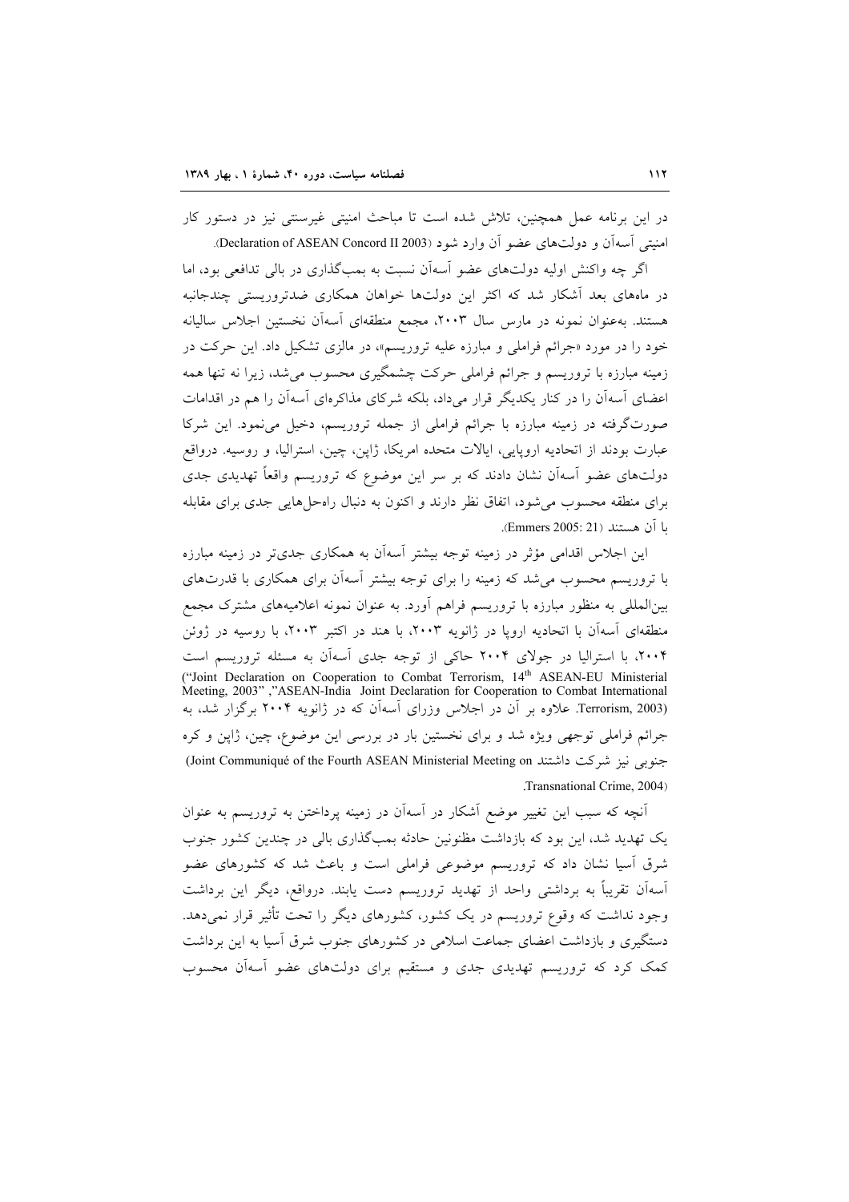در این برنامه عمل همچنین، تلاش شده است تا مباحث امنیتی غیرسنتی نیز در دستور کار امنیتی آسه‌آن و دولت‌های عضو آن وارد شود (Declaration of ASEAN Concord II 2003).

اگر چه واکنش اولیه دولت‌های عضو آسه‌آن نسبت به بمب‌گذاری در بالی تدافعی بود، اما در ماه‌های بعد آشکار شد که اکثر این دولت‌ها خواهان همکاری ضدتروریستی چندجانبه هستند. به‌عنوان نمونه در مارس سال ۲۰۰۳، مجمع منطقه‌ای آسه‌آن نخستین اجلاس سالیانه خود را در مورد «جرائم فراملی و مبارزه علیه تروریسم»، در مالزی تشکیل داد. این حرکت در زمینه مبارزه با تروریسم و جرائم فراملی حرکت چشمگیری محسوب می‌شد، زیرا نه تنها همه اعضای آسه‌آن را در کنار یکدیگر قرار می‌داد، بلکه شرکای مذاکره‌ای آسه‌آن را هم در اقدامات صورت‌گرفته در زمینه مبارزه با جرائم فراملی از جمله تروریسم، دخیل می‌نمود. این شرکا عبارت بودند از اتحادیه اروپایی، ایالات متحده امریکا، ژاپن، چین، استرالیا، و روسیه. درواقع دولت‌های عضو آسه‌آن نشان دادند که بر سر این موضوع که تروریسم واقعاً تهدیدی جدی برای منطقه محسوب می‌شود، اتفاق نظر دارند و اکنون به دنبال راه‌حل‌هایی جدی برای مقابله با آن هستند (Emmers 2005: 21).

این اجلاس اقدامی مؤثر در زمینه توجه بیشتر آسه‌آن به همکاری جدی‌تر در زمینه مبارزه با تروریسم محسوب می‌شد که زمینه را برای توجه بیشتر آسه‌آن برای همکاری با قدرت‌های بین‌المللی به منظور مبارزه با تروریسم فراهم آورد. به عنوان نمونه اعلامیه‌های مشترک مجمع منطقه‌ای آسه‌آن با اتحادیه اروپا در ژانویه ۲۰۰۳، با هند در اکتبر ۲۰۰۳، با روسیه در ژوئن ۲۰۰۴، با استرالیا در جولای ۲۰۰۴ حاکی از توجه جدی آسه‌آن به مسئله تروریسم است ("Joint Declaration on Cooperation to Combat Terrorism, 14th ASEAN-EU Ministerial Meeting, 2003" ,"ASEAN-India Joint Declaration for Cooperation to Combat International Terrorism, 2003). علاوه بر آن در اجلاس وزرای آسه‌آن که در ژانویه ۲۰۰۴ برگزار شد، به جرائم فراملی توجهی ویژه شد و برای نخستین بار در بررسی این موضوع، چین، ژاپن و کره جنوبی نیز شرکت داشتند (Joint Communiqué of the Fourth ASEAN Ministerial Meeting on Transnational Crime, 2004).

آنچه که سبب این تغییر موضع آشکار در آسه‌آن در زمینه پرداختن به تروریسم به عنوان یک تهدید شد، این بود که بازداشت مظنونین حادثه بمب‌گذاری بالی در چندین کشور جنوب شرق آسیا نشان داد که تروریسم موضوعی فراملی است و باعث شد که کشورهای عضو آسه‌آن تقریباً به برداشتی واحد از تهدید تروریسم دست یابند. درواقع، دیگر این برداشت وجود نداشت که وقوع تروریسم در یک کشور، کشورهای دیگر را تحت تأثیر قرار نمی‌دهد. دستگیری و بازداشت اعضای جماعت اسلامی در کشورهای جنوب شرق آسیا به این برداشت کمک کرد که تروریسم تهدیدی جدی و مستقیم برای دولت‌های عضو آسه‌آن محسوب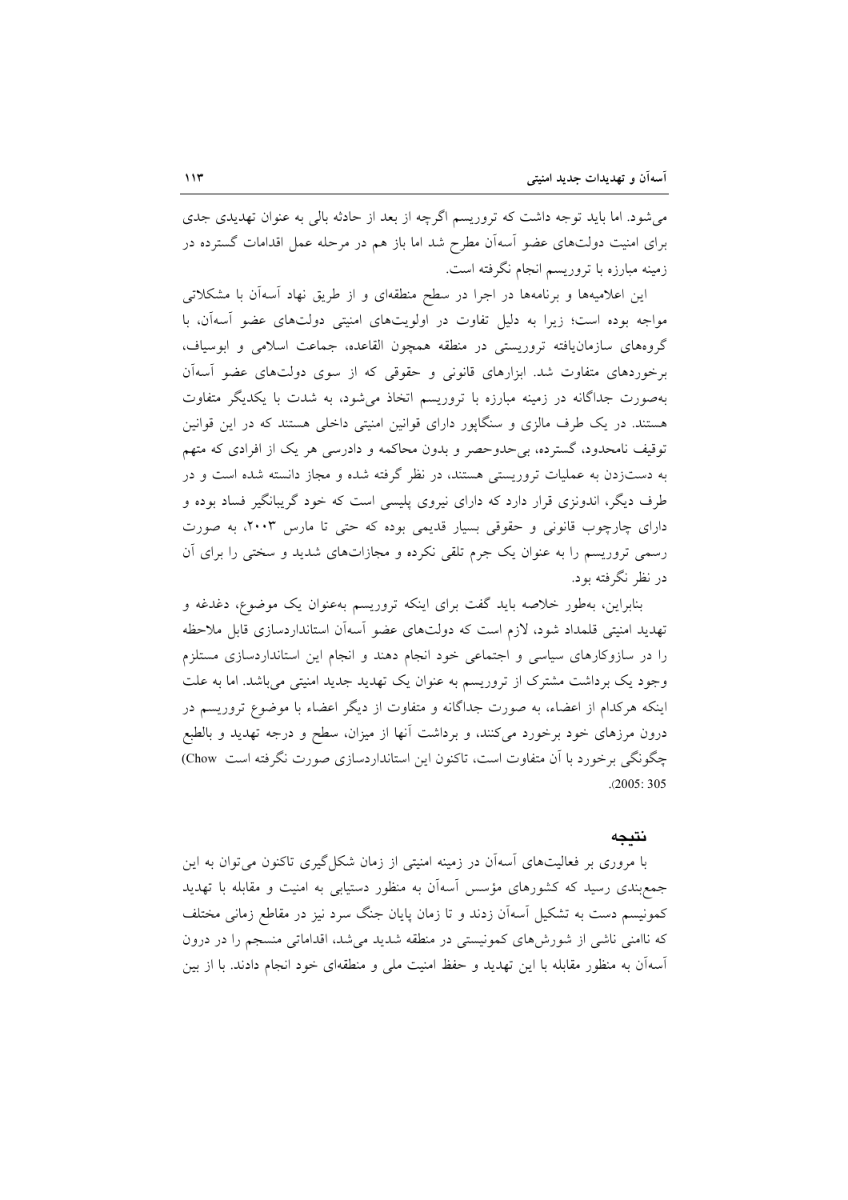می‌شود. اما باید توجه داشت که تروریسم اگرچه از بعد از حادثه بالی به عنوان تهدیدی جدی برای امنیت دولت‌های عضو آسه‌آن مطرح شد اما باز هم در مرحله عمل اقدامات گسترده در زمینه مبارزه با تروریسم انجام نگرفته است.

این اعلامیه‌ها و برنامه‌ها در اجرا در سطح منطقه‌ای و از طریق نهاد آسه‌آن با مشکلاتی مواجه بوده است؛ زیرا به دلیل تفاوت در اولویت‌های امنیتی دولت‌های عضو آسه‌آن، با گروه‌های سازمان‌یافته تروریستی در منطقه همچون القاعده، جماعت اسلامی و ابوسیاف، برخوردهای متفاوت شد. ابزارهای قانونی و حقوقی که از سوی دولت‌های عضو آسه‌آن به‌صورت جداگانه در زمینه مبارزه با تروریسم اتخاذ می‌شود، به شدت با یکدیگر متفاوت هستند. در یک طرف مالزی و سنگاپور دارای قوانین امنیتی داخلی هستند که در این قوانین توقیف نامحدود، گسترده، بی‌حدوحصر و بدون محاکمه و دادرسی هر یک از افرادی که متهم به دست‌زدن به عملیات تروریستی هستند، در نظر گرفته شده و مجاز دانسته شده است و در طرف دیگر، اندونزی قرار دارد که دارای نیروی پلیسی است که خود گریبانگیر فساد بوده و دارای چارچوب قانونی و حقوقی بسیار قدیمی بوده که حتی تا مارس ۲۰۰۳، به صورت رسمی تروریسم را به عنوان یک جرم تلقی نکرده و مجازات‌های شدید و سختی را برای آن در نظر نگرفته بود.

بنابراین، به‌طور خلاصه باید گفت برای اینکه تروریسم به‌عنوان یک موضوع، دغدغه و تهدید امنیتی قلمداد شود، لازم است که دولت‌های عضو آسه‌آن استانداردسازی قابل ملاحظه را در سازوکارهای سیاسی و اجتماعی خود انجام دهند و انجام این استانداردسازی مستلزم وجود یک برداشت مشترک از تروریسم به عنوان یک تهدید جدید امنیتی می‌باشد. اما به علت اینکه هرکدام از اعضاء، به صورت جداگانه و متفاوت از دیگر اعضاء با موضوع تروریسم در درون مرزهای خود برخورد می‌کنند، و برداشت آنها از میزان، سطح و درجه تهدید و بالطبع چگونگی برخورد با آن متفاوت است، تاکنون این استانداردسازی صورت نگرفته است (Chow 2005: 305).

## نتیجه

با مروری بر فعالیت‌های آسه‌آن در زمینه امنیتی از زمان شکل‌گیری تاکنون می‌توان به این جمع‌بندی رسید که کشورهای مؤسس آسه‌آن به منظور دستیابی به امنیت و مقابله با تهدید کمونیسم دست به تشکیل آسه‌آن زدند و تا زمان پایان جنگ سرد نیز در مقاطع زمانی مختلف که ناامنی ناشی از شورش‌های کمونیستی در منطقه شدید می‌شد، اقداماتی منسجم را در درون آسه‌آن به منظور مقابله با این تهدید و حفظ امنیت ملی و منطقه‌ای خود انجام دادند. با از بین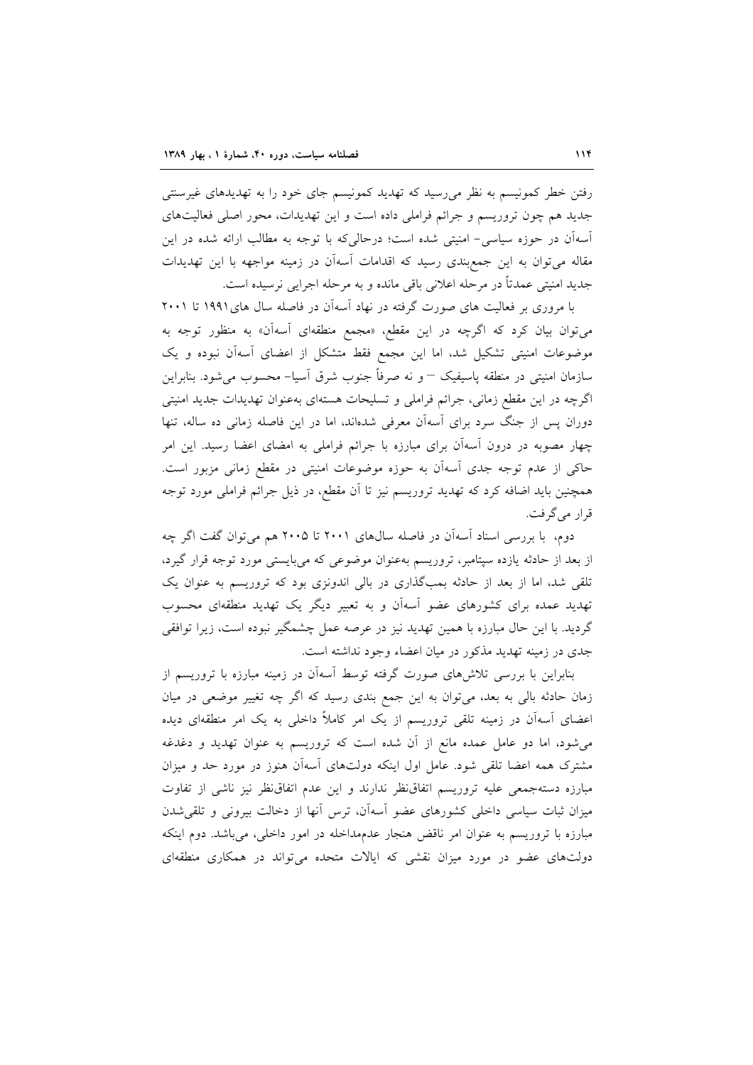رفتن خطر کمونیسم به نظر می‌رسید که تهدید کمونیسم جای خود را به تهدیدهای غیرسنتی جدید هم چون تروریسم و جرائم فراملی داده است و این تهدیدات، محور اصلی فعالیت‌های آسه‌آن در حوزه سیاسی- امنیتی شده است؛ درحالی‌که با توجه به مطالب ارائه شده در این مقاله می‌توان به این جمع‌بندی رسید که اقدامات آسه‌آن در زمینه مواجهه با این تهدیدات جدید امنیتی عمدتاً در مرحله اعلانی باقی مانده و به مرحله اجرایی نرسیده است.

با مروری بر فعالیت های صورت گرفته در نهاد آسه‌آن در فاصله سال های۱۹۹۱ تا ۲۰۰۱ می‌توان بیان کرد که اگرچه در این مقطع، «مجمع منطقه‌ای آسه‌آن» به منظور توجه به موضوعات امنیتی تشکیل شد، اما این مجمع فقط متشکل از اعضای آسه‌آن نبوده و یک سازمان امنیتی در منطقه پاسیفیک – و نه صرفاً جنوب شرق آسیا- محسوب می‌شود. بنابراین اگرچه در این مقطع زمانی، جرائم فراملی و تسلیحات هسته‌ای به‌عنوان تهدیدات جدید امنیتی دوران پس از جنگ سرد برای آسه‌آن معرفی شده‌اند، اما در این فاصله زمانی ده ساله، تنها چهار مصوبه در درون آسه‌آن برای مبارزه با جرائم فراملی به امضای اعضا رسید. این امر حاکی از عدم توجه جدی آسه‌آن به حوزه موضوعات امنیتی در مقطع زمانی مزبور است. همچنین باید اضافه کرد که تهدید تروریسم نیز تا آن مقطع، در ذیل جرائم فراملی مورد توجه قرار می‌گرفت.

دوم، با بررسی اسناد آسه‌آن در فاصله سال‌های ۲۰۰۱ تا ۲۰۰۵ هم می‌توان گفت اگر چه از بعد از حادثه یازده سپتامبر، تروریسم به‌عنوان موضوعی که می‌بایستی مورد توجه قرار گیرد، تلقی شد، اما از بعد از حادثه بمب‌گذاری در بالی اندونزی بود که تروریسم به عنوان یک تهدید عمده برای کشورهای عضو آسه‌آن و به تعبیر دیگر یک تهدید منطقه‌ای محسوب گردید. با این حال مبارزه با همین تهدید نیز در عرصه عمل چشمگیر نبوده است، زیرا توافقی جدی در زمینه تهدید مذکور در میان اعضاء وجود نداشته است.

بنابراین با بررسی تلاش‌های صورت گرفته توسط آسه‌آن در زمینه مبارزه با تروریسم از زمان حادثه بالی به بعد، می‌توان به این جمع بندی رسید که اگر چه تغییر موضعی در میان اعضای آسه‌آن در زمینه تلقی تروریسم از یک امر کاملاً داخلی به یک امر منطقه‌ای دیده می‌شود، اما دو عامل عمده مانع از آن شده است که تروریسم به عنوان تهدید و دغدغه مشترک همه اعضا تلقی شود. عامل اول اینکه دولت‌های آسه‌آن هنوز در مورد حد و میزان مبارزه دسته‌جمعی علیه تروریسم اتفاق‌نظر ندارند و این عدم اتفاق‌نظر نیز ناشی از تفاوت میزان ثبات سیاسی داخلی کشورهای عضو آسه‌آن، ترس آنها از دخالت بیرونی و تلقی‌شدن مبارزه با تروریسم به عنوان امر ناقض هنجار عدم‌مداخله در امور داخلی، می‌باشد. دوم اینکه دولت‌های عضو در مورد میزان نقشی که ایالات متحده می‌تواند در همکاری منطقه‌ای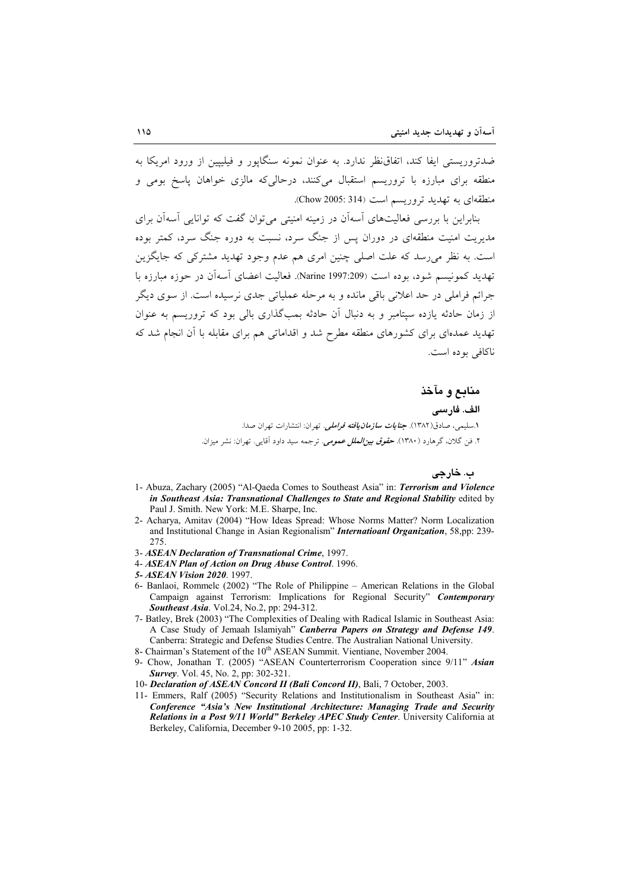ضدتروریستی ایفا کند، اتفاق‌نظر ندارد. به عنوان نمونه سنگاپور و فیلیپین از ورود امریکا به منطقه برای مبارزه با تروریسم استقبال می‌کنند، درحالی‌که مالزی خواهان پاسخ بومی و منطقه‌ای به تهدید تروریسم است (Chow 2005: 314).

بنابراین با بررسی فعالیت‌های آسه‌آن در زمینه امنیتی می‌توان گفت که توانایی آسه‌آن برای مدیریت امنیت منطقه‌ای در دوران پس از جنگ سرد، نسبت به دوره جنگ سرد، کمتر بوده است. به نظر می‌رسد که علت اصلی چنین امری هم عدم وجود تهدید مشترکی که جایگزین تهدید کمونیسم شود، بوده است (Narine 1997:209). فعالیت اعضای آسه‌آن در حوزه مبارزه با جرائم فراملی در حد اعلانی باقی مانده و به مرحله عملیاتی جدی نرسیده است. از سوی دیگر از زمان حادثه یازده سپتامبر و به دنبال آن حادثه بمب‌گذاری بالی بود که تروریسم به عنوان تهدید عمده‌ای برای کشورهای منطقه مطرح شد و اقداماتی هم برای مقابله با آن انجام شد که ناکافی بوده است.

## منابع و مآخذ

### الف. فارسی

۱.سلیمی، صادق(۱۳۸۲). ***جنایات سازمان‌یافته فراملی***. تهران: انتشارات تهران صدا.

۲. فن گلان، گرهارد (۱۳۸۰). ***حقوق بین‌الملل عمومی***. ترجمه سید داود آقایی. تهران: نشر میزان.

### ب. خارجی

1- Abuza, Zachary (2005) "Al-Qaeda Comes to Southeast Asia" in: ***Terrorism and Violence in Southeast Asia: Transnational Challenges to State and Regional Stability*** edited by Paul J. Smith. New York: M.E. Sharpe, Inc.

2- Acharya, Amitav (2004) "How Ideas Spread: Whose Norms Matter? Norm Localization and Institutional Change in Asian Regionalism" ***Internatioanl Organization***, 58,pp: 239-275.

3- ***ASEAN Declaration of Transnational Crime***, 1997.

4- ***ASEAN Plan of Action on Drug Abuse Control***. 1996.

***5- ASEAN Vision 2020***. 1997.

6- Banlaoi, Rommelc (2002) "The Role of Philippine – American Relations in the Global Campaign against Terrorism: Implications for Regional Security" ***Contemporary Southeast Asia***. Vol.24, No.2, pp: 294-312.

7- Batley, Brek (2003) "The Complexities of Dealing with Radical Islamic in Southeast Asia: A Case Study of Jemaah Islamiyah" ***Canberra Papers on Strategy and Defense 149***. Canberra: Strategic and Defense Studies Centre. The Australian National University.

8- Chairman's Statement of the 10th ASEAN Summit. Vientiane, November 2004.

9- Chow, Jonathan T. (2005) "ASEAN Counterterrorism Cooperation since 9/11" ***Asian Survey***. Vol. 45, No. 2, pp: 302-321.

10- ***Declaration of ASEAN Concord II (Bali Concord II)***, Bali, 7 October, 2003.

11- Emmers, Ralf (2005) "Security Relations and Institutionalism in Southeast Asia" in: ***Conference "Asia's New Institutional Architecture: Managing Trade and Security Relations in a Post 9/11 World" Berkeley APEC Study Center***. University California at Berkeley, California, December 9-10 2005, pp: 1-32.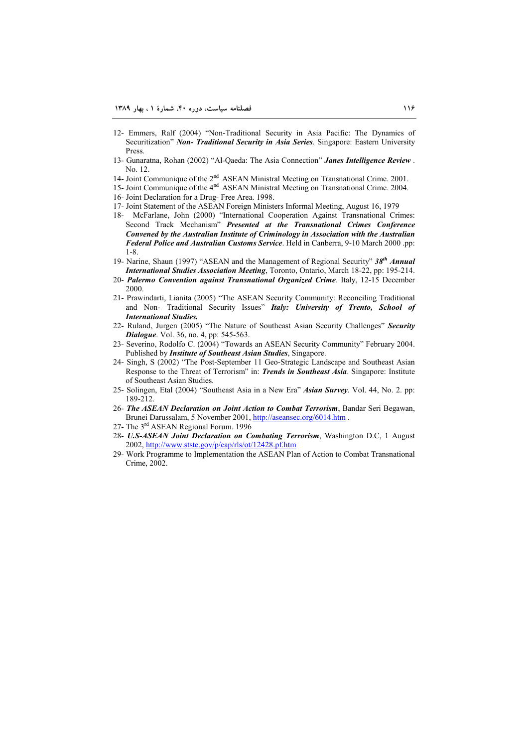12- Emmers, Ralf (2004) “Non-Traditional Security in Asia Pacific: The Dynamics of Securitization” ***Non- Traditional Security in Asia Series***. Singapore: Eastern University Press.

13- Gunaratna, Rohan (2002) “Al-Qaeda: The Asia Connection” ***Janes Intelligence Review*** . No. 12.

14- Joint Communique of the 2nd ASEAN Ministral Meeting on Transnational Crime. 2001.

15- Joint Communique of the 4nd ASEAN Ministral Meeting on Transnational Crime. 2004.

16- Joint Declaration for a Drug- Free Area. 1998.

17- Joint Statement of the ASEAN Foreign Ministers Informal Meeting, August 16, 1979

18- McFarlane, John (2000) “International Cooperation Against Transnational Crimes: Second Track Mechanism” ***Presented at the Transnational Crimes Conference Convened by the Australian Institute of Criminology in Association with the Australian Federal Police and Australian Customs Service***. Held in Canberra, 9-10 March 2000 .pp: 1-8.

19- Narine, Shaun (1997) “ASEAN and the Management of Regional Security” ***38th Annual International Studies Association Meeting***, Toronto, Ontario, March 18-22, pp: 195-214.

20- ***Palermo Convention against Transnational Organized Crime***. Italy, 12-15 December 2000.

21- Prawindarti, Lianita (2005) “The ASEAN Security Community: Reconciling Traditional and Non- Traditional Security Issues” ***Italy: University of Trento, School of International Studies.***

22- Ruland, Jurgen (2005) “The Nature of Southeast Asian Security Challenges” ***Security Dialogue***. Vol. 36, no. 4, pp: 545-563.

23- Severino, Rodolfo C. (2004) “Towards an ASEAN Security Community” February 2004. Published by ***Institute of Southeast Asian Studies***, Singapore.

24- Singh, S (2002) “The Post-September 11 Geo-Strategic Landscape and Southeast Asian Response to the Threat of Terrorism” in: ***Trends in Southeast Asia***. Singapore: Institute of Southeast Asian Studies.

25- Solingen, Etal (2004) “Southeast Asia in a New Era” ***Asian Survey***. Vol. 44, No. 2. pp: 189-212.

26- ***The ASEAN Declaration on Joint Action to Combat Terrorism***, Bandar Seri Begawan, Brunei Darussalam, 5 November 2001, http://aseansec.org/6014.htm .

27- The 3rd ASEAN Regional Forum. 1996

28- ***U.S-ASEAN Joint Declaration on Combating Terrorism***, Washington D.C, 1 August 2002, http://www.stste.gov/p/eap/rls/ot/12428.pf.htm

29- Work Programme to Implementation the ASEAN Plan of Action to Combat Transnational Crime, 2002.